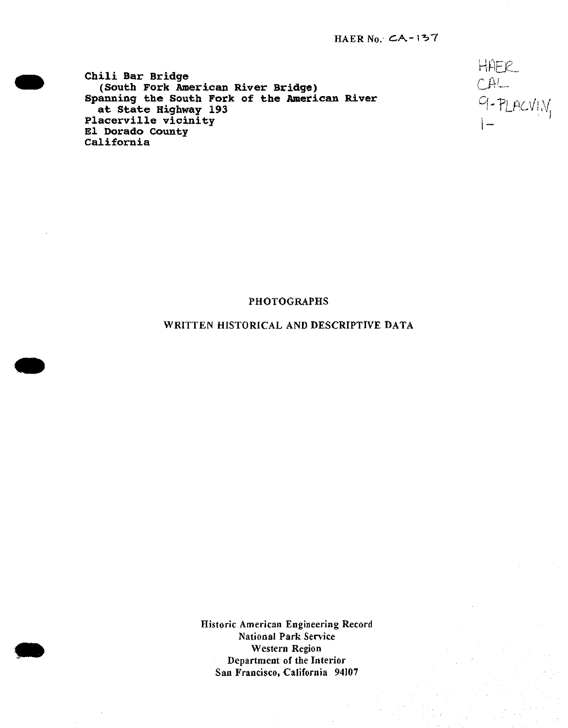HAER No. CA-137

HAER
CAL
9-PLACVI.V,
1-

**Chili Bar Bridge**
**(South Fork American River Bridge)**
**Spanning the South Fork of the American River at State Highway 193**
**Placerville vicinity**
**El Dorado County**
**California**

PHOTOGRAPHS

WRITTEN HISTORICAL AND DESCRIPTIVE DATA

Historic American Engineering Record
National Park Service
Western Region
Department of the Interior
San Francisco, California 94107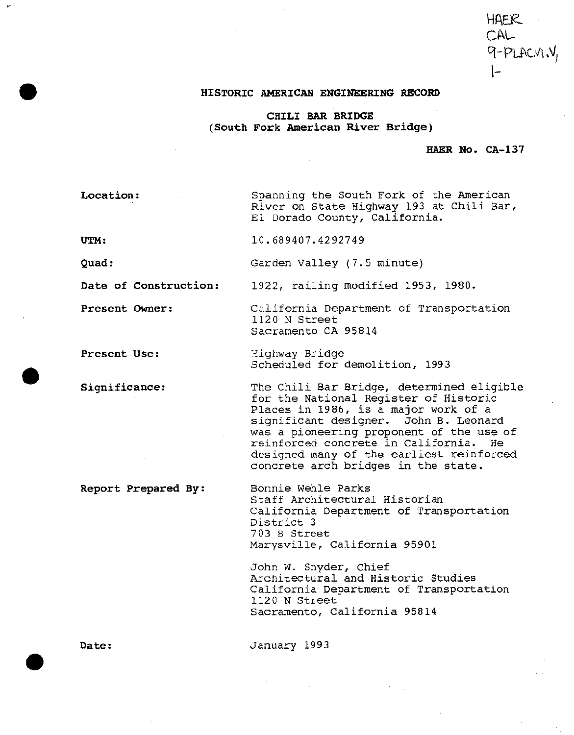HAER
CAL
9-PLACVI.V,
1-

# HISTORIC AMERICAN ENGINEERING RECORD

## CHILI BAR BRIDGE
## (South Fork American River Bridge)

**HAER No. CA-137**

**Location:** Spanning the South Fork of the American River on State Highway 193 at Chili Bar, El Dorado County, California.

**UTM:** 10.689407.4292749

**Quad:** Garden Valley (7.5 minute)

**Date of Construction:** 1922, railing modified 1953, 1980.

**Present Owner:** California Department of Transportation
1120 N Street
Sacramento CA 95814

**Present Use:** Highway Bridge
Scheduled for demolition, 1993

**Significance:** The Chili Bar Bridge, determined eligible for the National Register of Historic Places in 1986, is a major work of a significant designer. John B. Leonard was a pioneering proponent of the use of reinforced concrete in California. He designed many of the earliest reinforced concrete arch bridges in the state.

**Report Prepared By:** Bonnie Wehle Parks
Staff Architectural Historian
California Department of Transportation
District 3
703 B Street
Marysville, California 95901

John W. Snyder, Chief
Architectural and Historic Studies
California Department of Transportation
1120 N Street
Sacramento, California 95814

**Date:** January 1993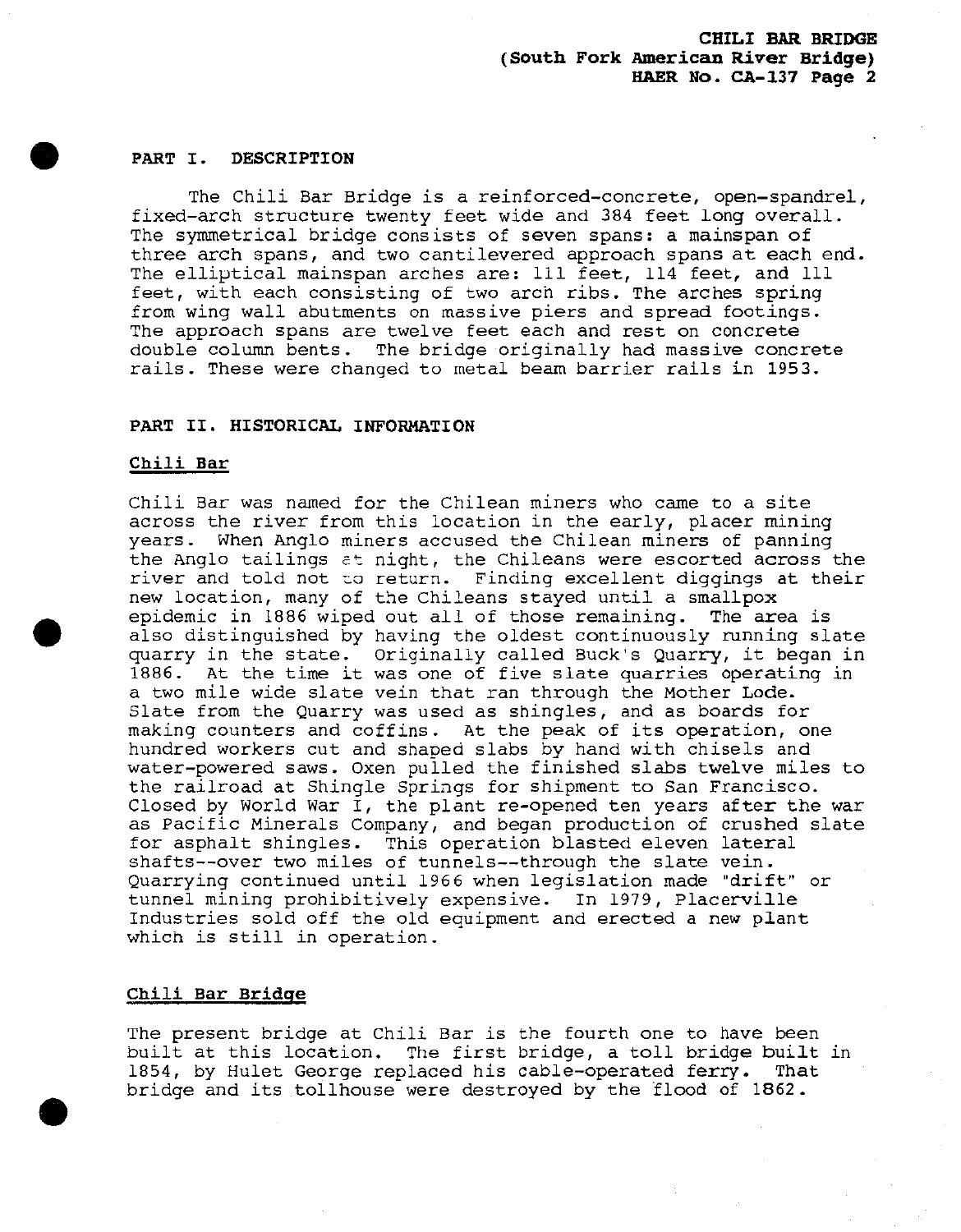## PART I. DESCRIPTION

The Chili Bar Bridge is a reinforced-concrete, open-spandrel, fixed-arch structure twenty feet wide and 384 feet long overall. The symmetrical bridge consists of seven spans: a mainspan of three arch spans, and two cantilevered approach spans at each end. The elliptical mainspan arches are: 111 feet, 114 feet, and 111 feet, with each consisting of two arch ribs. The arches spring from wing wall abutments on massive piers and spread footings. The approach spans are twelve feet each and rest on concrete double column bents. The bridge originally had massive concrete rails. These were changed to metal beam barrier rails in 1953.

## PART II. HISTORICAL INFORMATION

### Chili Bar

Chili Bar was named for the Chilean miners who came to a site across the river from this location in the early, placer mining years. When Anglo miners accused the Chilean miners of panning the Anglo tailings at night, the Chileans were escorted across the river and told not to return. Finding excellent diggings at their new location, many of the Chileans stayed until a smallpox epidemic in 1886 wiped out all of those remaining. The area is also distinguished by having the oldest continuously running slate quarry in the state. Originally called Buck's Quarry, it began in 1886. At the time it was one of five slate quarries operating in a two mile wide slate vein that ran through the Mother Lode. Slate from the Quarry was used as shingles, and as boards for making counters and coffins. At the peak of its operation, one hundred workers cut and shaped slabs by hand with chisels and water-powered saws. Oxen pulled the finished slabs twelve miles to the railroad at Shingle Springs for shipment to San Francisco. Closed by World War I, the plant re-opened ten years after the war as Pacific Minerals Company, and began production of crushed slate for asphalt shingles. This operation blasted eleven lateral shafts--over two miles of tunnels--through the slate vein. Quarrying continued until 1966 when legislation made "drift" or tunnel mining prohibitively expensive. In 1979, Placerville Industries sold off the old equipment and erected a new plant which is still in operation.

### Chili Bar Bridge

The present bridge at Chili Bar is the fourth one to have been built at this location. The first bridge, a toll bridge built in 1854, by Hulet George replaced his cable-operated ferry. That bridge and its tollhouse were destroyed by the flood of 1862.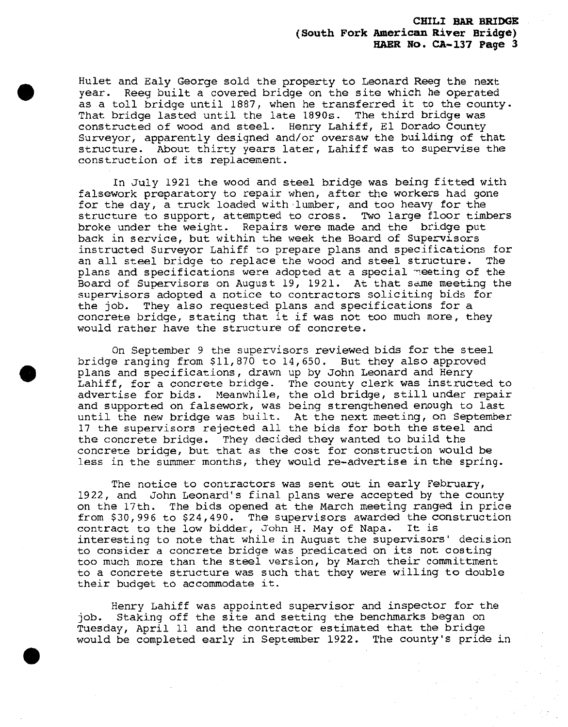Hulet and Ealy George sold the property to Leonard Reeg the next year. Reeg built a covered bridge on the site which he operated as a toll bridge until 1887, when he transferred it to the county. That bridge lasted until the late 1890s. The third bridge was constructed of wood and steel. Henry Lahiff, El Dorado County Surveyor, apparently designed and/or oversaw the building of that structure. About thirty years later, Lahiff was to supervise the construction of its replacement.

In July 1921 the wood and steel bridge was being fitted with falsework preparatory to repair when, after the workers had gone for the day, a truck loaded with lumber, and too heavy for the structure to support, attempted to cross. Two large floor timbers broke under the weight. Repairs were made and the bridge put back in service, but within the week the Board of Supervisors instructed Surveyor Lahiff to prepare plans and specifications for an all steel bridge to replace the wood and steel structure. The plans and specifications were adopted at a special meeting of the Board of Supervisors on August 19, 1921. At that same meeting the supervisors adopted a notice to contractors soliciting bids for the job. They also requested plans and specifications for a concrete bridge, stating that it if was not too much more, they would rather have the structure of concrete.

On September 9 the supervisors reviewed bids for the steel bridge ranging from $11,870 to 14,650. But they also approved plans and specifications, drawn up by John Leonard and Henry Lahiff, for a concrete bridge. The county clerk was instructed to advertise for bids. Meanwhile, the old bridge, still under repair and supported on falsework, was being strengthened enough to last until the new bridge was built. At the next meeting, on September 17 the supervisors rejected all the bids for both the steel and the concrete bridge. They decided they wanted to build the concrete bridge, but that as the cost for construction would be less in the summer months, they would re-advertise in the spring.

The notice to contractors was sent out in early February, 1922, and John Leonard's final plans were accepted by the county on the 17th. The bids opened at the March meeting ranged in price from $30,996 to $24,490. The supervisors awarded the construction contract to the low bidder, John H. May of Napa. It is interesting to note that while in August the supervisors' decision to consider a concrete bridge was predicated on its not costing too much more than the steel version, by March their committment to a concrete structure was such that they were willing to double their budget to accommodate it.

Henry Lahiff was appointed supervisor and inspector for the job. Staking off the site and setting the benchmarks began on Tuesday, April 11 and the contractor estimated that the bridge would be completed early in September 1922. The county's pride in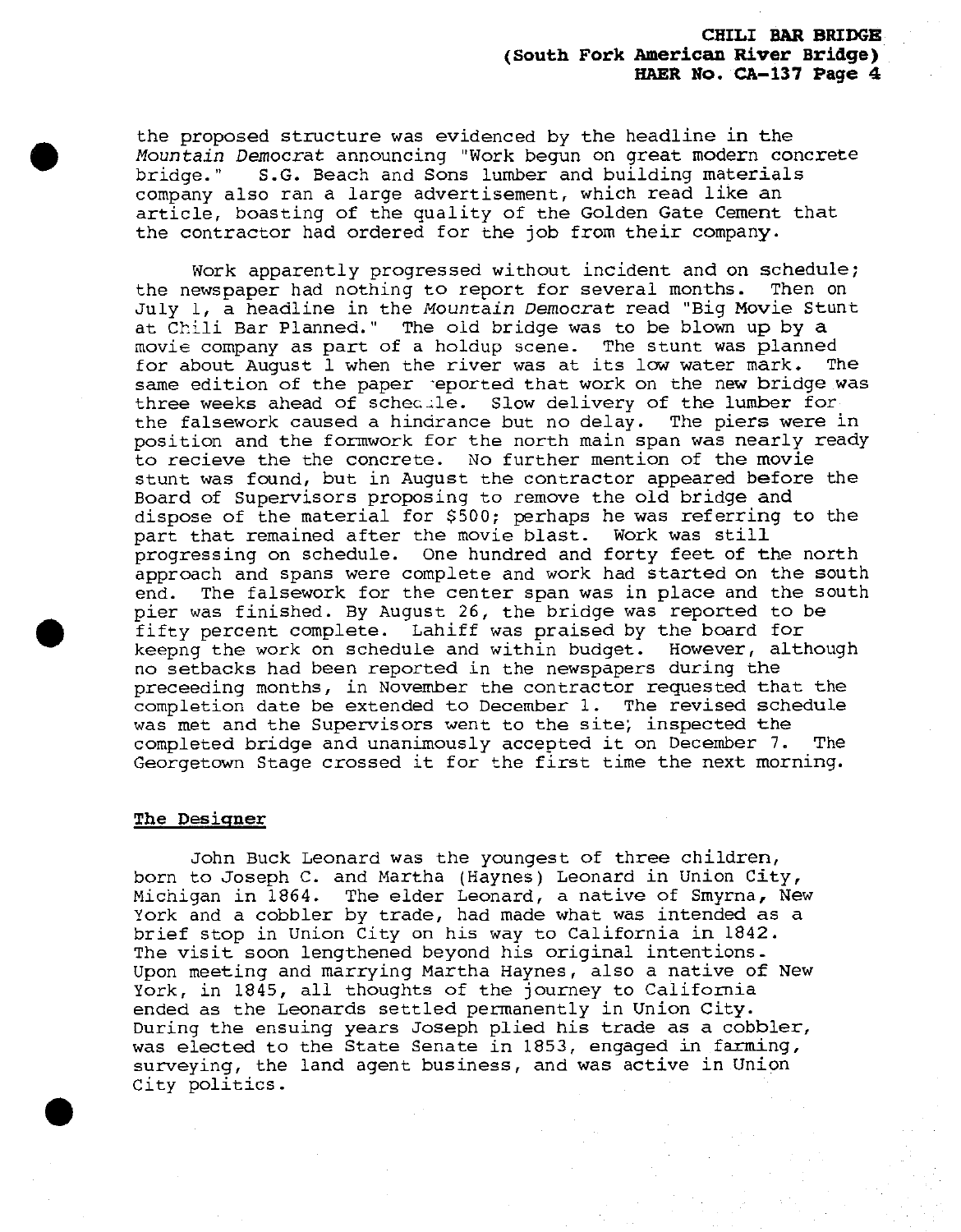the proposed structure was evidenced by the headline in the *Mountain Democrat* announcing "Work begun on great modern concrete bridge." S.G. Beach and Sons lumber and building materials company also ran a large advertisement, which read like an article, boasting of the quality of the Golden Gate Cement that the contractor had ordered for the job from their company.

Work apparently progressed without incident and on schedule; the newspaper had nothing to report for several months. Then on July 1, a headline in the *Mountain Democrat* read "Big Movie Stunt at Chili Bar Planned." The old bridge was to be blown up by a movie company as part of a holdup scene. The stunt was planned for about August 1 when the river was at its low water mark. The same edition of the paper reported that work on the new bridge was three weeks ahead of schedule. Slow delivery of the lumber for the falsework caused a hindrance but no delay. The piers were in position and the formwork for the north main span was nearly ready to recieve the the concrete. No further mention of the movie stunt was found, but in August the contractor appeared before the Board of Supervisors proposing to remove the old bridge and dispose of the material for $500; perhaps he was referring to the part that remained after the movie blast. Work was still progressing on schedule. One hundred and forty feet of the north approach and spans were complete and work had started on the south end. The falsework for the center span was in place and the south pier was finished. By August 26, the bridge was reported to be fifty percent complete. Lahiff was praised by the board for keepng the work on schedule and within budget. However, although no setbacks had been reported in the newspapers during the preceeding months, in November the contractor requested that the completion date be extended to December 1. The revised schedule was met and the Supervisors went to the site, inspected the completed bridge and unanimously accepted it on December 7. The Georgetown Stage crossed it for the first time the next morning.

## The Designer

John Buck Leonard was the youngest of three children, born to Joseph C. and Martha (Haynes) Leonard in Union City, Michigan in 1864. The elder Leonard, a native of Smyrna, New York and a cobbler by trade, had made what was intended as a brief stop in Union City on his way to California in 1842. The visit soon lengthened beyond his original intentions. Upon meeting and marrying Martha Haynes, also a native of New York, in 1845, all thoughts of the journey to California ended as the Leonards settled permanently in Union City. During the ensuing years Joseph plied his trade as a cobbler, was elected to the State Senate in 1853, engaged in farming, surveying, the land agent business, and was active in Union City politics.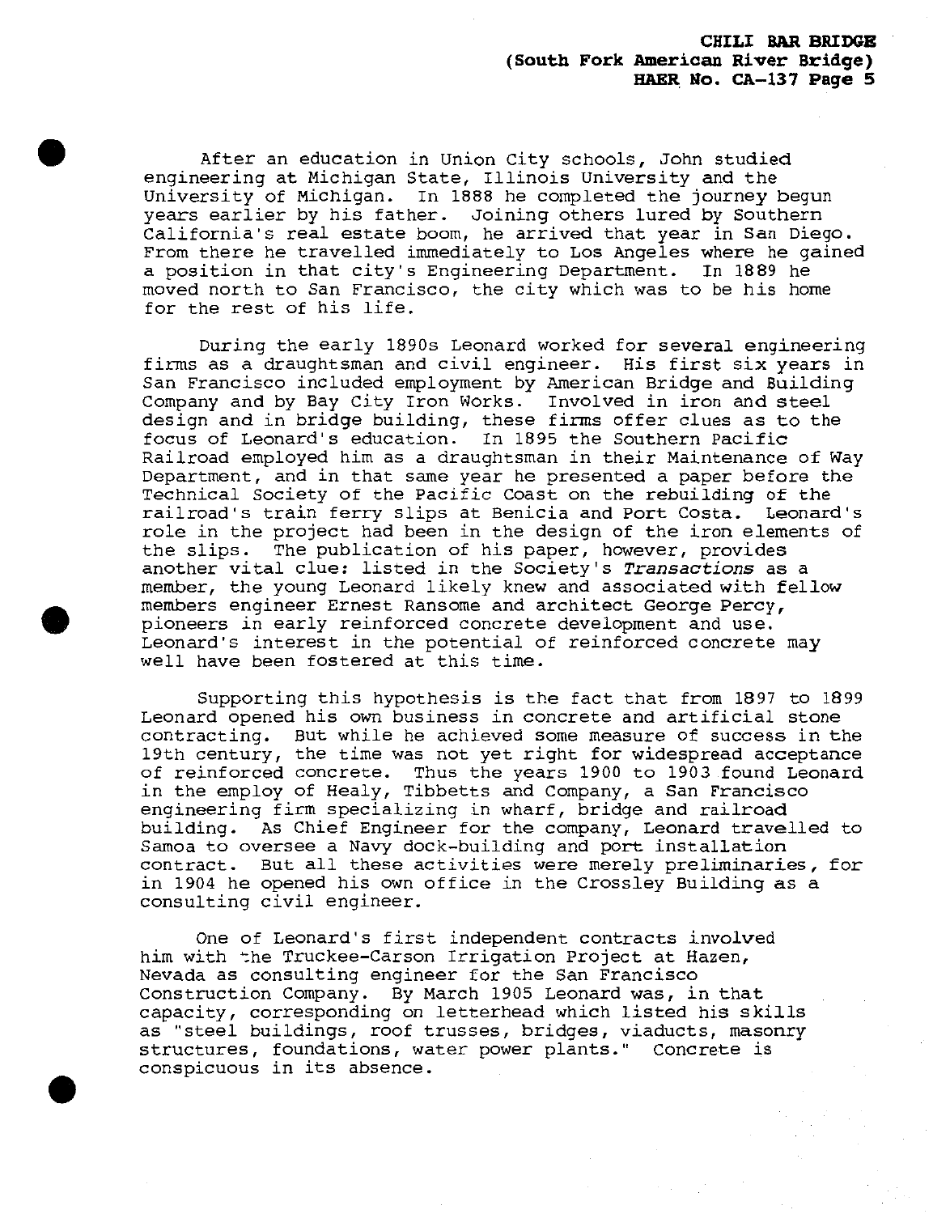After an education in Union City schools, John studied engineering at Michigan State, Illinois University and the University of Michigan. In 1888 he completed the journey begun years earlier by his father. Joining others lured by Southern California's real estate boom, he arrived that year in San Diego. From there he travelled immediately to Los Angeles where he gained a position in that city's Engineering Department. In 1889 he moved north to San Francisco, the city which was to be his home for the rest of his life.

During the early 1890s Leonard worked for several engineering firms as a draughtsman and civil engineer. His first six years in San Francisco included employment by American Bridge and Building Company and by Bay City Iron Works. Involved in iron and steel design and in bridge building, these firms offer clues as to the focus of Leonard's education. In 1895 the Southern Pacific Railroad employed him as a draughtsman in their Maintenance of Way Department, and in that same year he presented a paper before the Technical Society of the Pacific Coast on the rebuilding of the railroad's train ferry slips at Benicia and Port Costa. Leonard's role in the project had been in the design of the iron elements of the slips. The publication of his paper, however, provides another vital clue: listed in the Society's *Transactions* as a member, the young Leonard likely knew and associated with fellow members engineer Ernest Ransome and architect George Percy, pioneers in early reinforced concrete development and use. Leonard's interest in the potential of reinforced concrete may well have been fostered at this time.

Supporting this hypothesis is the fact that from 1897 to 1899 Leonard opened his own business in concrete and artificial stone contracting. But while he achieved some measure of success in the 19th century, the time was not yet right for widespread acceptance of reinforced concrete. Thus the years 1900 to 1903 found Leonard in the employ of Healy, Tibbetts and Company, a San Francisco engineering firm specializing in wharf, bridge and railroad building. As Chief Engineer for the company, Leonard travelled to Samoa to oversee a Navy dock-building and port installation contract. But all these activities were merely preliminaries, for in 1904 he opened his own office in the Crossley Building as a consulting civil engineer.

One of Leonard's first independent contracts involved him with the Truckee-Carson Irrigation Project at Hazen, Nevada as consulting engineer for the San Francisco Construction Company. By March 1905 Leonard was, in that capacity, corresponding on letterhead which listed his skills as "steel buildings, roof trusses, bridges, viaducts, masonry structures, foundations, water power plants." Concrete is conspicuous in its absence.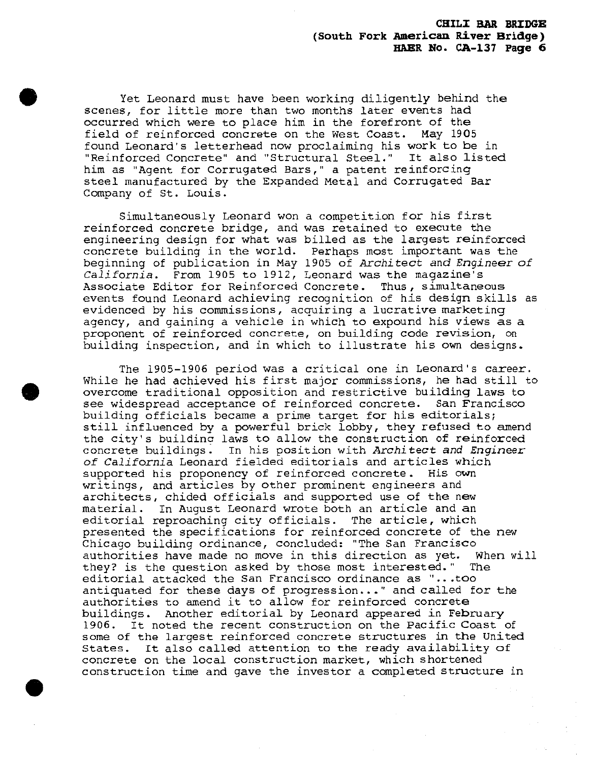Yet Leonard must have been working diligently behind the scenes, for little more than two months later events had occurred which were to place him in the forefront of the field of reinforced concrete on the West Coast. May 1905 found Leonard's letterhead now proclaiming his work to be in "Reinforced Concrete" and "Structural Steel." It also listed him as "Agent for Corrugated Bars," a patent reinforcing steel manufactured by the Expanded Metal and Corrugated Bar Company of St. Louis.

Simultaneously Leonard won a competition for his first reinforced concrete bridge, and was retained to execute the engineering design for what was billed as the largest reinforced concrete building in the world. Perhaps most important was the beginning of publication in May 1905 of *Architect and Engineer of California*. From 1905 to 1912, Leonard was the magazine's Associate Editor for Reinforced Concrete. Thus, simultaneous events found Leonard achieving recognition of his design skills as evidenced by his commissions, acquiring a lucrative marketing agency, and gaining a vehicle in which to expound his views as a proponent of reinforced concrete, on building code revision, on building inspection, and in which to illustrate his own designs.

The 1905-1906 period was a critical one in Leonard's career. While he had achieved his first major commissions, he had still to overcome traditional opposition and restrictive building laws to see widespread acceptance of reinforced concrete. San Francisco building officials became a prime target for his editorials; still influenced by a powerful brick lobby, they refused to amend the city's building laws to allow the construction of reinforced concrete buildings. In his position with *Architect and Engineer of California* Leonard fielded editorials and articles which supported his proponency of reinforced concrete. His own writings, and articles by other prominent engineers and architects, chided officials and supported use of the new material. In August Leonard wrote both an article and an editorial reproaching city officials. The article, which presented the specifications for reinforced concrete of the new Chicago building ordinance, concluded: "The San Francisco authorities have made no move in this direction as yet. When will they? is the question asked by those most interested." The editorial attacked the San Francisco ordinance as "...too antiquated for these days of progression..." and called for the authorities to amend it to allow for reinforced concrete buildings. Another editorial by Leonard appeared in February 1906. It noted the recent construction on the Pacific Coast of some of the largest reinforced concrete structures in the United States. It also called attention to the ready availability of concrete on the local construction market, which shortened construction time and gave the investor a completed structure in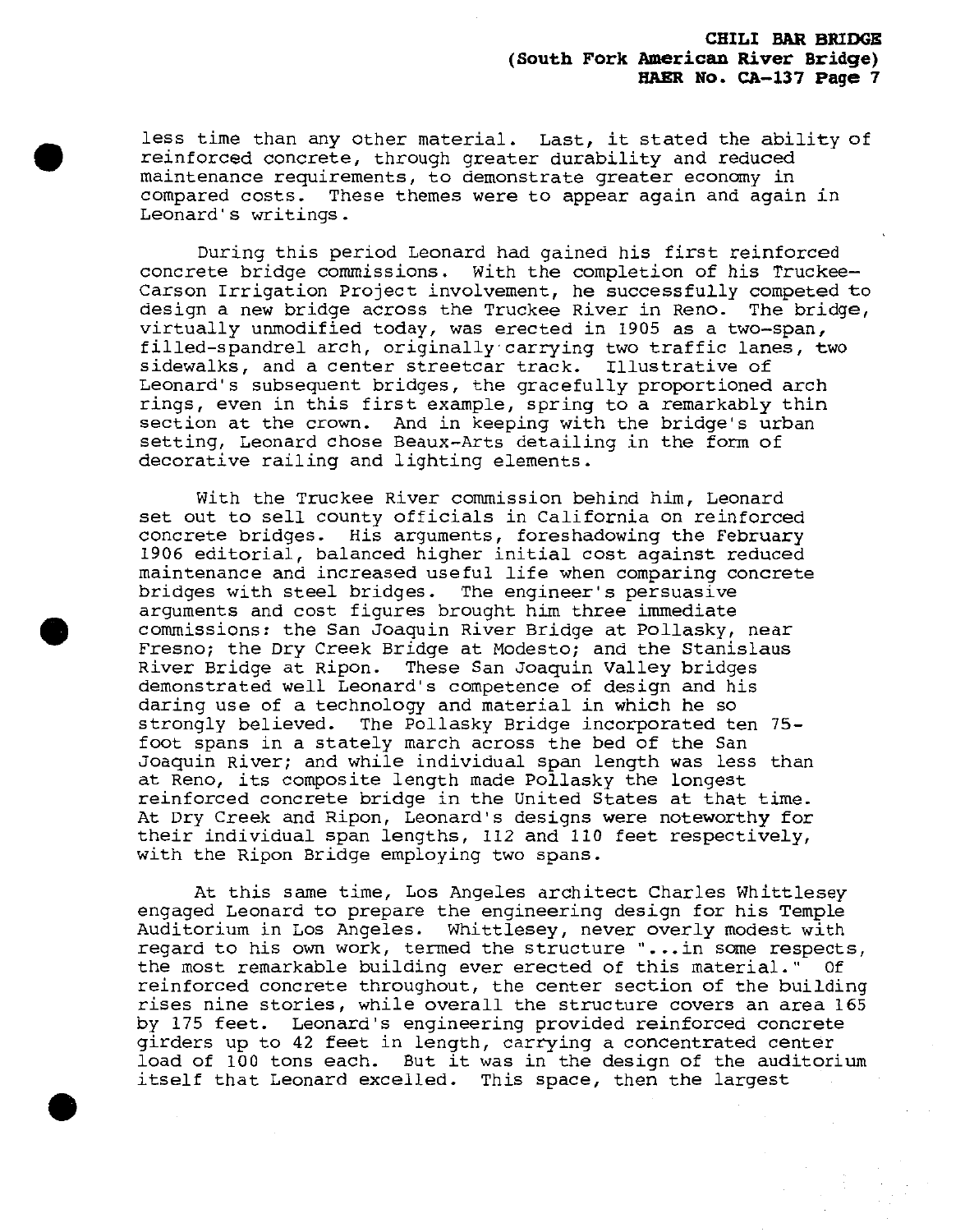less time than any other material. Last, it stated the ability of reinforced concrete, through greater durability and reduced maintenance requirements, to demonstrate greater economy in compared costs. These themes were to appear again and again in Leonard's writings.

During this period Leonard had gained his first reinforced concrete bridge commissions. With the completion of his Truckee-Carson Irrigation Project involvement, he successfully competed to design a new bridge across the Truckee River in Reno. The bridge, virtually unmodified today, was erected in 1905 as a two-span, filled-spandrel arch, originally carrying two traffic lanes, two sidewalks, and a center streetcar track. Illustrative of Leonard's subsequent bridges, the gracefully proportioned arch rings, even in this first example, spring to a remarkably thin section at the crown. And in keeping with the bridge's urban setting, Leonard chose Beaux-Arts detailing in the form of decorative railing and lighting elements.

With the Truckee River commission behind him, Leonard set out to sell county officials in California on reinforced concrete bridges. His arguments, foreshadowing the February 1906 editorial, balanced higher initial cost against reduced maintenance and increased useful life when comparing concrete bridges with steel bridges. The engineer's persuasive arguments and cost figures brought him three immediate commissions: the San Joaquin River Bridge at Pollasky, near Fresno; the Dry Creek Bridge at Modesto; and the Stanislaus River Bridge at Ripon. These San Joaquin Valley bridges demonstrated well Leonard's competence of design and his daring use of a technology and material in which he so strongly believed. The Pollasky Bridge incorporated ten 75-foot spans in a stately march across the bed of the San Joaquin River; and while individual span length was less than at Reno, its composite length made Pollasky the longest reinforced concrete bridge in the United States at that time. At Dry Creek and Ripon, Leonard's designs were noteworthy for their individual span lengths, 112 and 110 feet respectively, with the Ripon Bridge employing two spans.

At this same time, Los Angeles architect Charles Whittlesey engaged Leonard to prepare the engineering design for his Temple Auditorium in Los Angeles. Whittlesey, never overly modest with regard to his own work, termed the structure "...in some respects, the most remarkable building ever erected of this material." Of reinforced concrete throughout, the center section of the building rises nine stories, while overall the structure covers an area 165 by 175 feet. Leonard's engineering provided reinforced concrete girders up to 42 feet in length, carrying a concentrated center load of 100 tons each. But it was in the design of the auditorium itself that Leonard excelled. This space, then the largest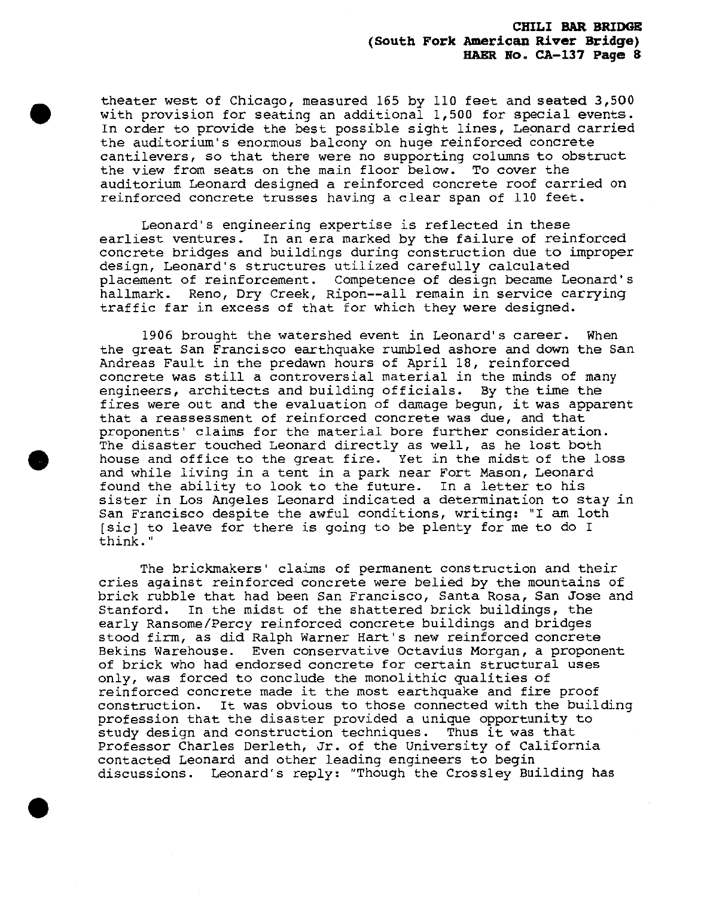theater west of Chicago, measured 165 by 110 feet and seated 3,500 with provision for seating an additional 1,500 for special events. In order to provide the best possible sight lines, Leonard carried the auditorium's enormous balcony on huge reinforced concrete cantilevers, so that there were no supporting columns to obstruct the view from seats on the main floor below. To cover the auditorium Leonard designed a reinforced concrete roof carried on reinforced concrete trusses having a clear span of 110 feet.

Leonard's engineering expertise is reflected in these earliest ventures. In an era marked by the failure of reinforced concrete bridges and buildings during construction due to improper design, Leonard's structures utilized carefully calculated placement of reinforcement. Competence of design became Leonard's hallmark. Reno, Dry Creek, Ripon--all remain in service carrying traffic far in excess of that for which they were designed.

1906 brought the watershed event in Leonard's career. When the great San Francisco earthquake rumbled ashore and down the San Andreas Fault in the predawn hours of April 18, reinforced concrete was still a controversial material in the minds of many engineers, architects and building officials. By the time the fires were out and the evaluation of damage begun, it was apparent that a reassessment of reinforced concrete was due, and that proponents' claims for the material bore further consideration. The disaster touched Leonard directly as well, as he lost both house and office to the great fire. Yet in the midst of the loss and while living in a tent in a park near Fort Mason, Leonard found the ability to look to the future. In a letter to his sister in Los Angeles Leonard indicated a determination to stay in San Francisco despite the awful conditions, writing: "I am loth [sic] to leave for there is going to be plenty for me to do I think."

The brickmakers' claims of permanent construction and their cries against reinforced concrete were belied by the mountains of brick rubble that had been San Francisco, Santa Rosa, San Jose and Stanford. In the midst of the shattered brick buildings, the early Ransome/Percy reinforced concrete buildings and bridges stood firm, as did Ralph Warner Hart's new reinforced concrete Bekins Warehouse. Even conservative Octavius Morgan, a proponent of brick who had endorsed concrete for certain structural uses only, was forced to conclude the monolithic qualities of reinforced concrete made it the most earthquake and fire proof construction. It was obvious to those connected with the building profession that the disaster provided a unique opportunity to study design and construction techniques. Thus it was that Professor Charles Derleth, Jr. of the University of California contacted Leonard and other leading engineers to begin discussions. Leonard's reply: "Though the Crossley Building has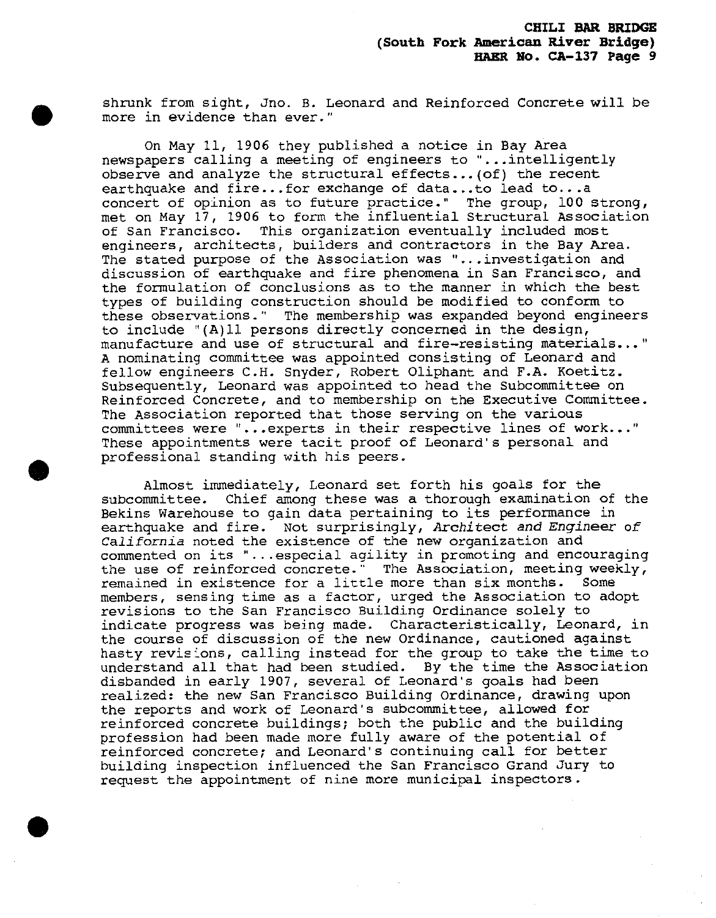shrunk from sight, Jno. B. Leonard and Reinforced Concrete will be more in evidence than ever."

On May 11, 1906 they published a notice in Bay Area newspapers calling a meeting of engineers to "...intelligently observe and analyze the structural effects...(of) the recent earthquake and fire...for exchange of data...to lead to...a concert of opinion as to future practice." The group, 100 strong, met on May 17, 1906 to form the influential Structural Association of San Francisco. This organization eventually included most engineers, architects, builders and contractors in the Bay Area. The stated purpose of the Association was "...investigation and discussion of earthquake and fire phenomena in San Francisco, and the formulation of conclusions as to the manner in which the best types of building construction should be modified to conform to these observations." The membership was expanded beyond engineers to include "(A)ll persons directly concerned in the design, manufacture and use of structural and fire-resisting materials..." A nominating committee was appointed consisting of Leonard and fellow engineers C.H. Snyder, Robert Oliphant and F.A. Koetitz. Subsequently, Leonard was appointed to head the Subcommittee on Reinforced Concrete, and to membership on the Executive Committee. The Association reported that those serving on the various committees were "...experts in their respective lines of work..." These appointments were tacit proof of Leonard's personal and professional standing with his peers.

Almost immediately, Leonard set forth his goals for the subcommittee. Chief among these was a thorough examination of the Bekins Warehouse to gain data pertaining to its performance in earthquake and fire. Not surprisingly, *Architect and Engineer of California* noted the existence of the new organization and commented on its "...especial agility in promoting and encouraging the use of reinforced concrete." The Association, meeting weekly, remained in existence for a little more than six months. Some members, sensing time as a factor, urged the Association to adopt revisions to the San Francisco Building Ordinance solely to indicate progress was being made. Characteristically, Leonard, in the course of discussion of the new Ordinance, cautioned against hasty revisions, calling instead for the group to take the time to understand all that had been studied. By the time the Association disbanded in early 1907, several of Leonard's goals had been realized: the new San Francisco Building Ordinance, drawing upon the reports and work of Leonard's subcommittee, allowed for reinforced concrete buildings; both the public and the building profession had been made more fully aware of the potential of reinforced concrete; and Leonard's continuing call for better building inspection influenced the San Francisco Grand Jury to request the appointment of nine more municipal inspectors.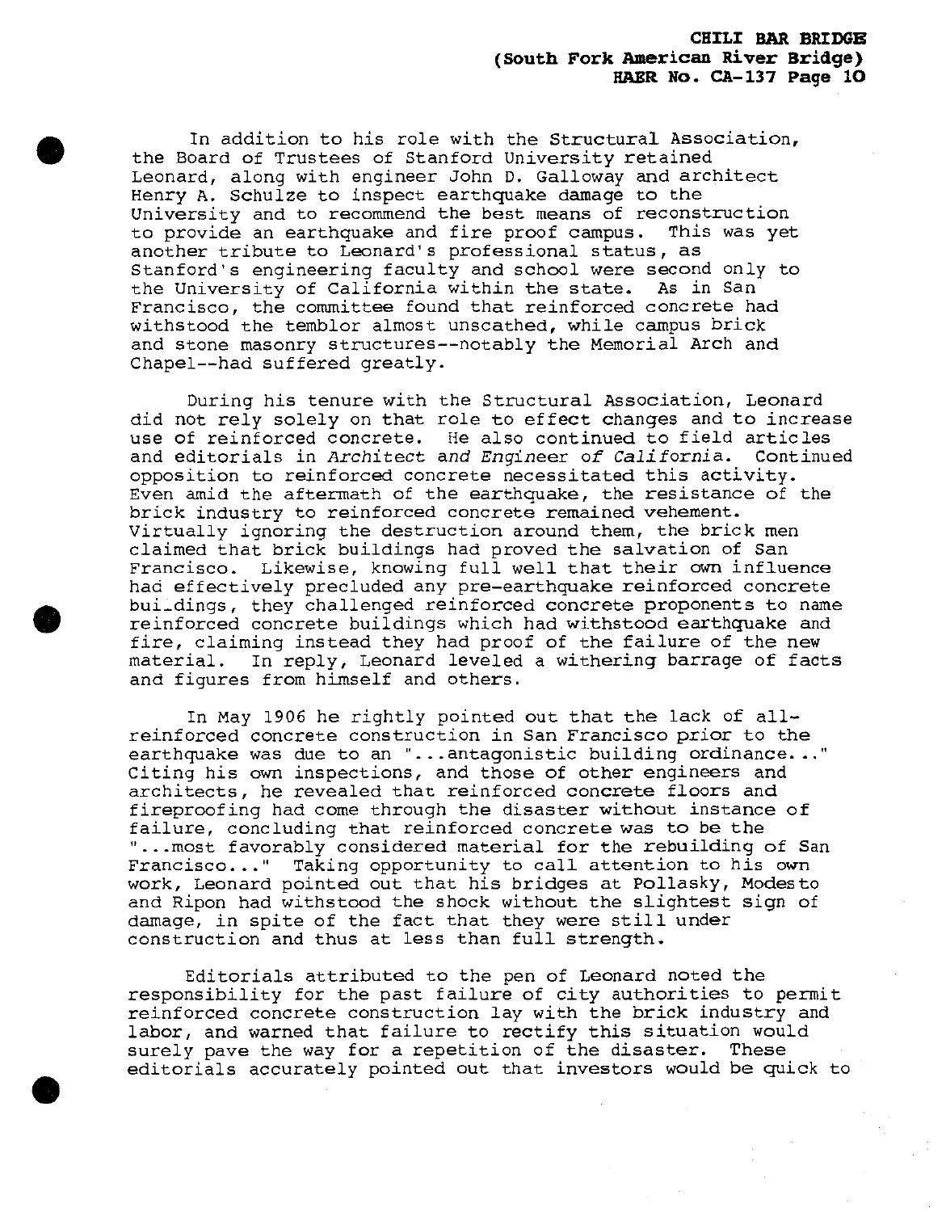In addition to his role with the Structural Association, the Board of Trustees of Stanford University retained Leonard, along with engineer John D. Galloway and architect Henry A. Schulze to inspect earthquake damage to the University and to recommend the best means of reconstruction to provide an earthquake and fire proof campus. This was yet another tribute to Leonard's professional status, as Stanford's engineering faculty and school were second only to the University of California within the state. As in San Francisco, the committee found that reinforced concrete had withstood the temblor almost unscathed, while campus brick and stone masonry structures--notably the Memorial Arch and Chapel--had suffered greatly.

During his tenure with the Structural Association, Leonard did not rely solely on that role to effect changes and to increase use of reinforced concrete. He also continued to field articles and editorials in *Architect and Engineer of California*. Continued opposition to reinforced concrete necessitated this activity. Even amid the aftermath of the earthquake, the resistance of the brick industry to reinforced concrete remained vehement. Virtually ignoring the destruction around them, the brick men claimed that brick buildings had proved the salvation of San Francisco. Likewise, knowing full well that their own influence had effectively precluded any pre-earthquake reinforced concrete buildings, they challenged reinforced concrete proponents to name reinforced concrete buildings which had withstood earthquake and fire, claiming instead they had proof of the failure of the new material. In reply, Leonard leveled a withering barrage of facts and figures from himself and others.

In May 1906 he rightly pointed out that the lack of all-reinforced concrete construction in San Francisco prior to the earthquake was due to an "...antagonistic building ordinance..." Citing his own inspections, and those of other engineers and architects, he revealed that reinforced concrete floors and fireproofing had come through the disaster without instance of failure, concluding that reinforced concrete was to be the "...most favorably considered material for the rebuilding of San Francisco..." Taking opportunity to call attention to his own work, Leonard pointed out that his bridges at Pollasky, Modesto and Ripon had withstood the shock without the slightest sign of damage, in spite of the fact that they were still under construction and thus at less than full strength.

Editorials attributed to the pen of Leonard noted the responsibility for the past failure of city authorities to permit reinforced concrete construction lay with the brick industry and labor, and warned that failure to rectify this situation would surely pave the way for a repetition of the disaster. These editorials accurately pointed out that investors would be quick to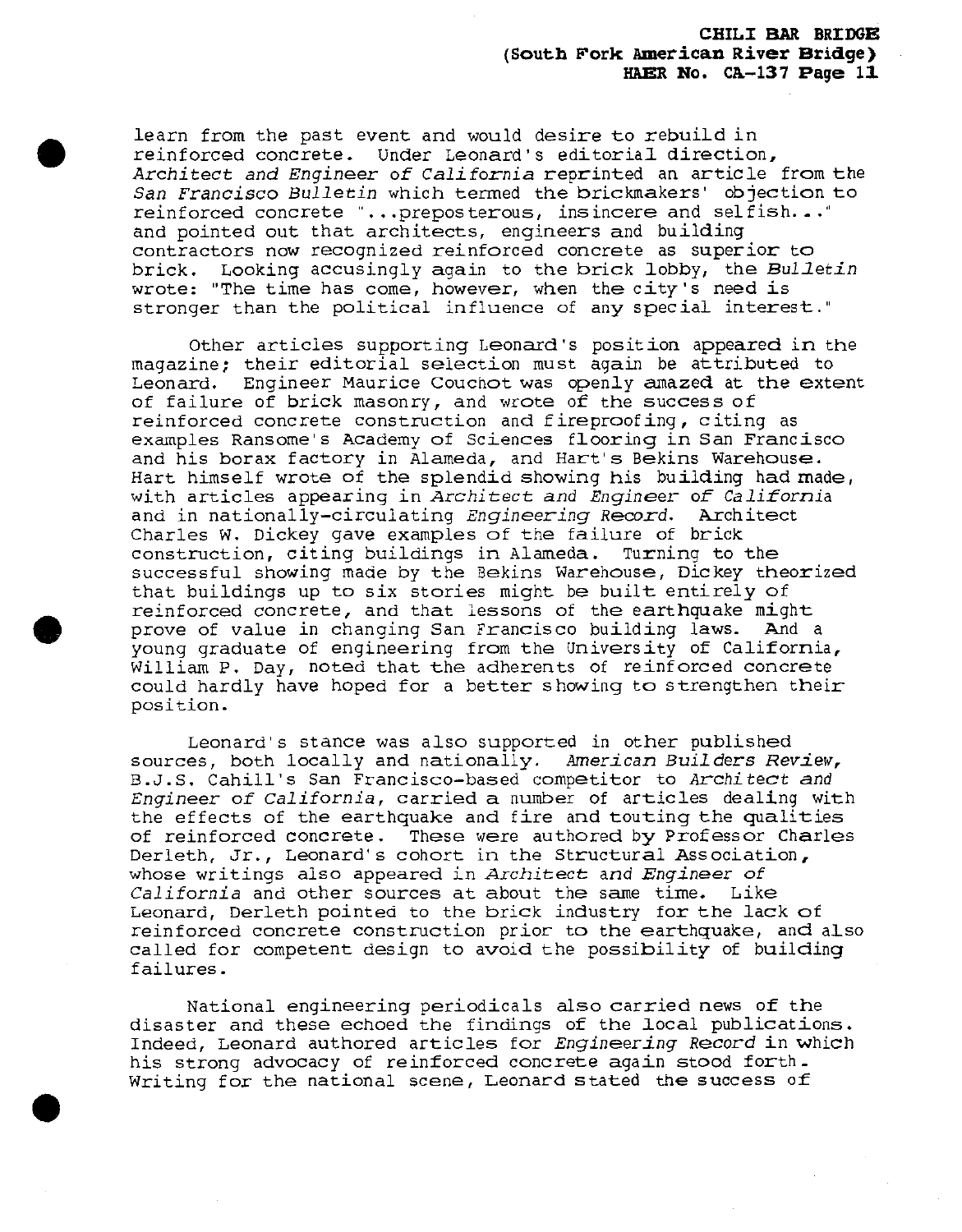learn from the past event and would desire to rebuild in reinforced concrete. Under Leonard's editorial direction, *Architect and Engineer of California* reprinted an article from the *San Francisco Bulletin* which termed the brickmakers' objection to reinforced concrete "...preposterous, insincere and selfish..." and pointed out that architects, engineers and building contractors now recognized reinforced concrete as superior to brick. Looking accusingly again to the brick lobby, the *Bulletin* wrote: "The time has come, however, when the city's need is stronger than the political influence of any special interest."

Other articles supporting Leonard's position appeared in the magazine; their editorial selection must again be attributed to Leonard. Engineer Maurice Couchot was openly amazed at the extent of failure of brick masonry, and wrote of the success of reinforced concrete construction and fireproofing, citing as examples Ransome's Academy of Sciences flooring in San Francisco and his borax factory in Alameda, and Hart's Bekins Warehouse. Hart himself wrote of the splendid showing his building had made, with articles appearing in *Architect and Engineer of California* and in nationally-circulating *Engineering Record*. Architect Charles W. Dickey gave examples of the failure of brick construction, citing buildings in Alameda. Turning to the successful showing made by the Bekins Warehouse, Dickey theorized that buildings up to six stories might be built entirely of reinforced concrete, and that lessons of the earthquake might prove of value in changing San Francisco building laws. And a young graduate of engineering from the University of California, William P. Day, noted that the adherents of reinforced concrete could hardly have hoped for a better showing to strengthen their position.

Leonard's stance was also supported in other published sources, both locally and nationally. *American Builders Review*, B.J.S. Cahill's San Francisco-based competitor to *Architect and Engineer of California*, carried a number of articles dealing with the effects of the earthquake and fire and touting the qualities of reinforced concrete. These were authored by Professor Charles Derleth, Jr., Leonard's cohort in the Structural Association, whose writings also appeared in *Architect and Engineer of California* and other sources at about the same time. Like Leonard, Derleth pointed to the brick industry for the lack of reinforced concrete construction prior to the earthquake, and also called for competent design to avoid the possibility of building failures.

National engineering periodicals also carried news of the disaster and these echoed the findings of the local publications. Indeed, Leonard authored articles for *Engineering Record* in which his strong advocacy of reinforced concrete again stood forth. Writing for the national scene, Leonard stated the success of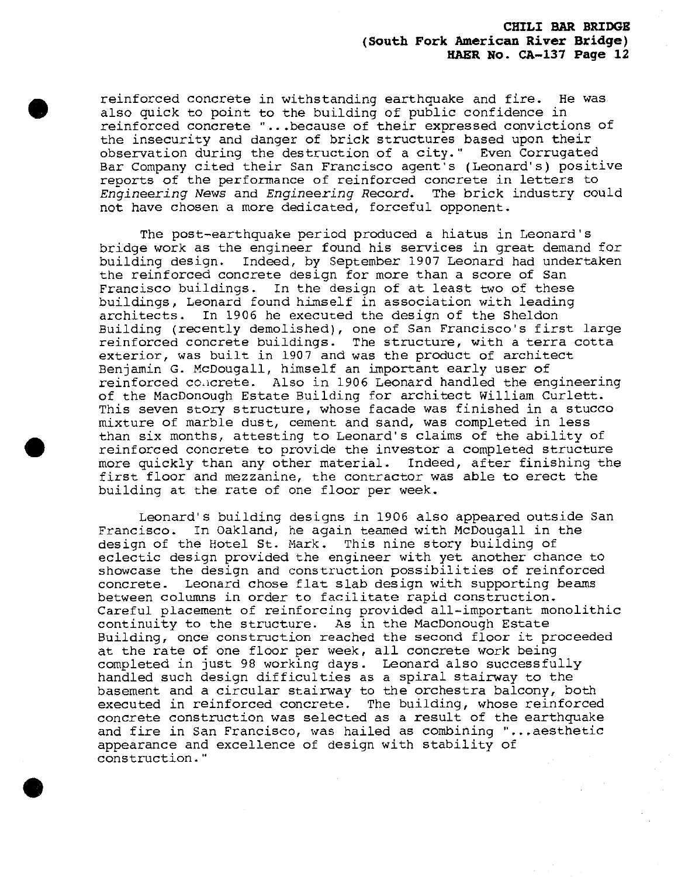reinforced concrete in withstanding earthquake and fire. He was also quick to point to the building of public confidence in reinforced concrete "...because of their expressed convictions of the insecurity and danger of brick structures based upon their observation during the destruction of a city." Even Corrugated Bar Company cited their San Francisco agent's (Leonard's) positive reports of the performance of reinforced concrete in letters to *Engineering News* and *Engineering Record*. The brick industry could not have chosen a more dedicated, forceful opponent.

The post-earthquake period produced a hiatus in Leonard's bridge work as the engineer found his services in great demand for building design. Indeed, by September 1907 Leonard had undertaken the reinforced concrete design for more than a score of San Francisco buildings. In the design of at least two of these buildings, Leonard found himself in association with leading architects. In 1906 he executed the design of the Sheldon Building (recently demolished), one of San Francisco's first large reinforced concrete buildings. The structure, with a terra cotta exterior, was built in 1907 and was the product of architect Benjamin G. McDougall, himself an important early user of reinforced concrete. Also in 1906 Leonard handled the engineering of the MacDonough Estate Building for architect William Curlett. This seven story structure, whose facade was finished in a stucco mixture of marble dust, cement and sand, was completed in less than six months, attesting to Leonard's claims of the ability of reinforced concrete to provide the investor a completed structure more quickly than any other material. Indeed, after finishing the first floor and mezzanine, the contractor was able to erect the building at the rate of one floor per week.

Leonard's building designs in 1906 also appeared outside San Francisco. In Oakland, he again teamed with McDougall in the design of the Hotel St. Mark. This nine story building of eclectic design provided the engineer with yet another chance to showcase the design and construction possibilities of reinforced concrete. Leonard chose flat slab design with supporting beams between columns in order to facilitate rapid construction. Careful placement of reinforcing provided all-important monolithic continuity to the structure. As in the MacDonough Estate Building, once construction reached the second floor it proceeded at the rate of one floor per week, all concrete work being completed in just 98 working days. Leonard also successfully handled such design difficulties as a spiral stairway to the basement and a circular stairway to the orchestra balcony, both executed in reinforced concrete. The building, whose reinforced concrete construction was selected as a result of the earthquake and fire in San Francisco, was hailed as combining "...aesthetic appearance and excellence of design with stability of construction."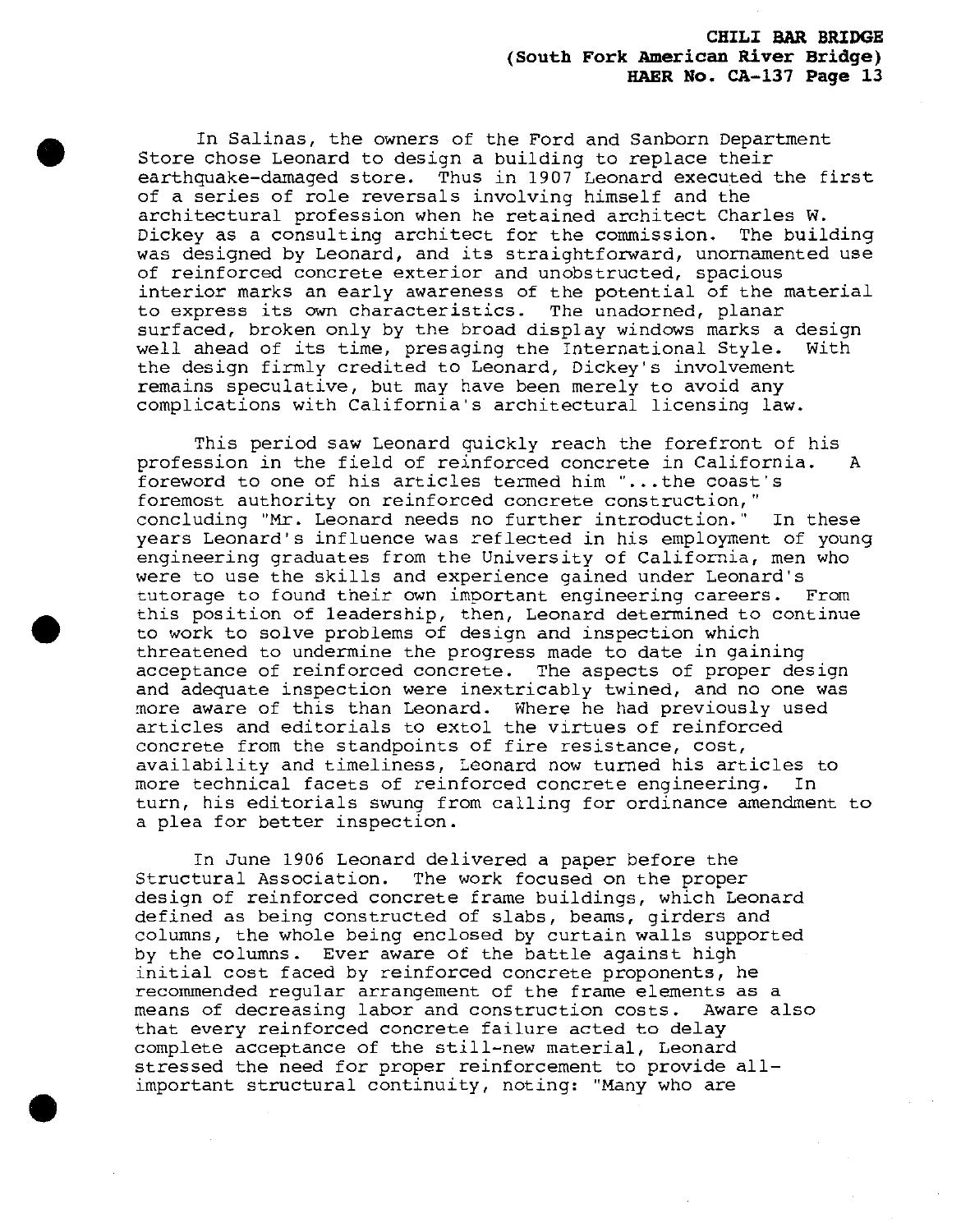In Salinas, the owners of the Ford and Sanborn Department Store chose Leonard to design a building to replace their earthquake-damaged store. Thus in 1907 Leonard executed the first of a series of role reversals involving himself and the architectural profession when he retained architect Charles W. Dickey as a consulting architect for the commission. The building was designed by Leonard, and its straightforward, unornamented use of reinforced concrete exterior and unobstructed, spacious interior marks an early awareness of the potential of the material to express its own characteristics. The unadorned, planar surfaced, broken only by the broad display windows marks a design well ahead of its time, presaging the International Style. With the design firmly credited to Leonard, Dickey's involvement remains speculative, but may have been merely to avoid any complications with California's architectural licensing law.

This period saw Leonard quickly reach the forefront of his profession in the field of reinforced concrete in California. A foreword to one of his articles termed him "...the coast's foremost authority on reinforced concrete construction," concluding "Mr. Leonard needs no further introduction." In these years Leonard's influence was reflected in his employment of young engineering graduates from the University of California, men who were to use the skills and experience gained under Leonard's tutorage to found their own important engineering careers. From this position of leadership, then, Leonard determined to continue to work to solve problems of design and inspection which threatened to undermine the progress made to date in gaining acceptance of reinforced concrete. The aspects of proper design and adequate inspection were inextricably twined, and no one was more aware of this than Leonard. Where he had previously used articles and editorials to extol the virtues of reinforced concrete from the standpoints of fire resistance, cost, availability and timeliness, Leonard now turned his articles to more technical facets of reinforced concrete engineering. In turn, his editorials swung from calling for ordinance amendment to a plea for better inspection.

In June 1906 Leonard delivered a paper before the Structural Association. The work focused on the proper design of reinforced concrete frame buildings, which Leonard defined as being constructed of slabs, beams, girders and columns, the whole being enclosed by curtain walls supported by the columns. Ever aware of the battle against high initial cost faced by reinforced concrete proponents, he recommended regular arrangement of the frame elements as a means of decreasing labor and construction costs. Aware also that every reinforced concrete failure acted to delay complete acceptance of the still-new material, Leonard stressed the need for proper reinforcement to provide all-important structural continuity, noting: "Many who are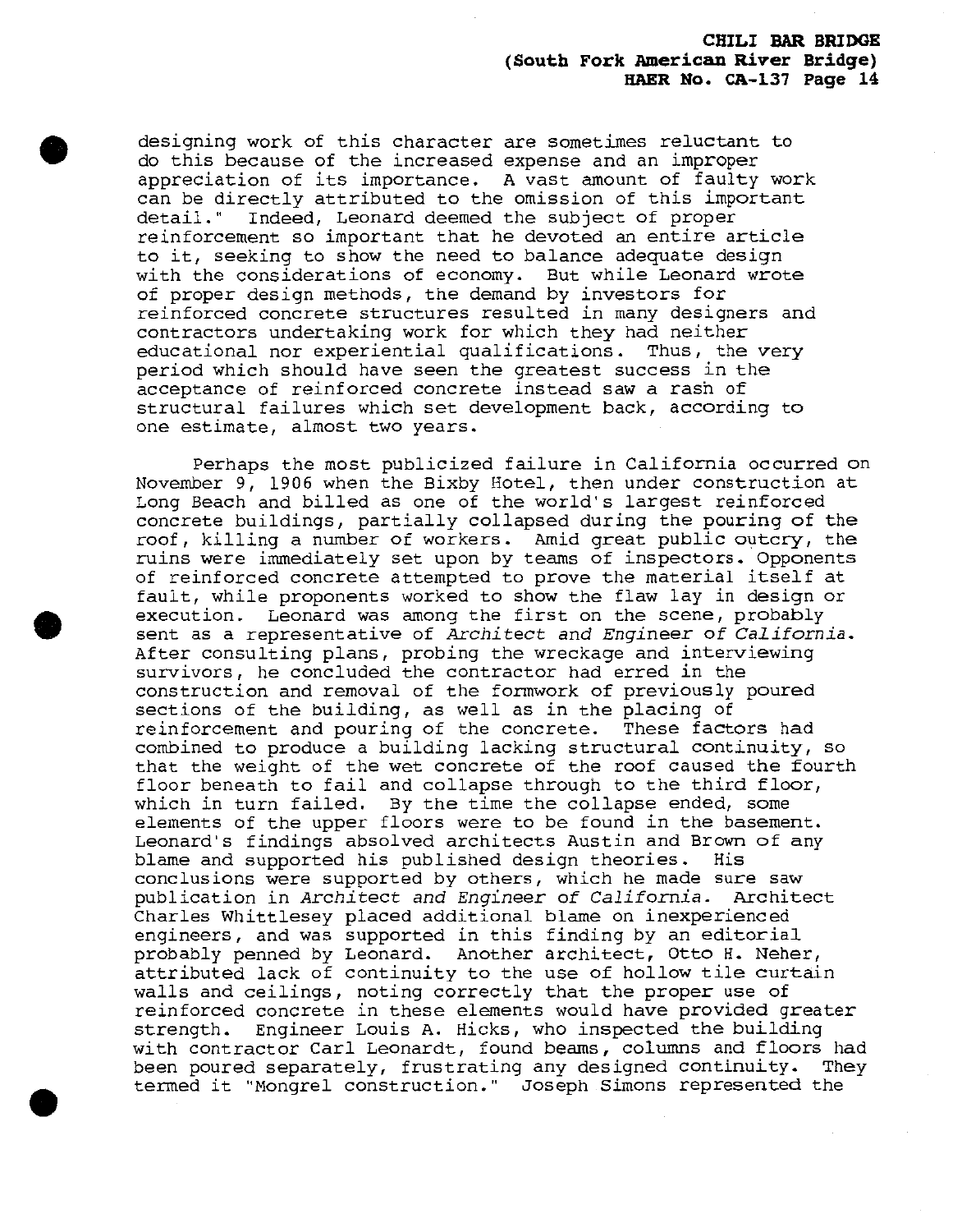designing work of this character are sometimes reluctant to do this because of the increased expense and an improper appreciation of its importance. A vast amount of faulty work can be directly attributed to the omission of this important detail." Indeed, Leonard deemed the subject of proper reinforcement so important that he devoted an entire article to it, seeking to show the need to balance adequate design with the considerations of economy. But while Leonard wrote of proper design methods, the demand by investors for reinforced concrete structures resulted in many designers and contractors undertaking work for which they had neither educational nor experiential qualifications. Thus, the very period which should have seen the greatest success in the acceptance of reinforced concrete instead saw a rash of structural failures which set development back, according to one estimate, almost two years.

Perhaps the most publicized failure in California occurred on November 9, 1906 when the Bixby Hotel, then under construction at Long Beach and billed as one of the world's largest reinforced concrete buildings, partially collapsed during the pouring of the roof, killing a number of workers. Amid great public outcry, the ruins were immediately set upon by teams of inspectors. Opponents of reinforced concrete attempted to prove the material itself at fault, while proponents worked to show the flaw lay in design or execution. Leonard was among the first on the scene, probably sent as a representative of *Architect and Engineer of California*. After consulting plans, probing the wreckage and interviewing survivors, he concluded the contractor had erred in the construction and removal of the formwork of previously poured sections of the building, as well as in the placing of reinforcement and pouring of the concrete. These factors had combined to produce a building lacking structural continuity, so that the weight of the wet concrete of the roof caused the fourth floor beneath to fail and collapse through to the third floor, which in turn failed. By the time the collapse ended, some elements of the upper floors were to be found in the basement. Leonard's findings absolved architects Austin and Brown of any blame and supported his published design theories. His conclusions were supported by others, which he made sure saw publication in *Architect and Engineer of California*. Architect Charles Whittlesey placed additional blame on inexperienced engineers, and was supported in this finding by an editorial probably penned by Leonard. Another architect, Otto H. Neher, attributed lack of continuity to the use of hollow tile curtain walls and ceilings, noting correctly that the proper use of reinforced concrete in these elements would have provided greater strength. Engineer Louis A. Hicks, who inspected the building with contractor Carl Leonardt, found beams, columns and floors had been poured separately, frustrating any designed continuity. They termed it "Mongrel construction." Joseph Simons represented the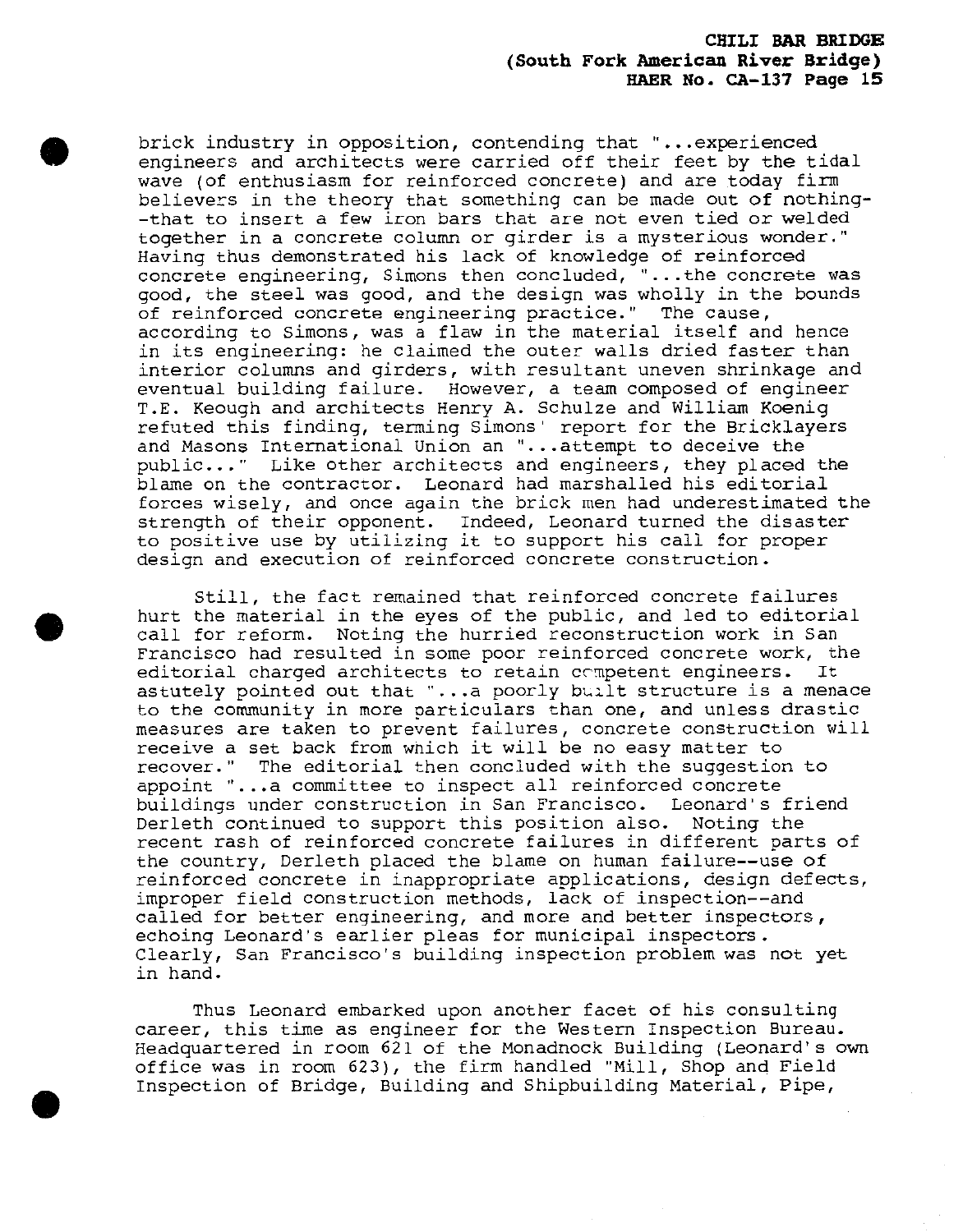brick industry in opposition, contending that "...experienced engineers and architects were carried off their feet by the tidal wave (of enthusiasm for reinforced concrete) and are today firm believers in the theory that something can be made out of nothing--that to insert a few iron bars that are not even tied or welded together in a concrete column or girder is a mysterious wonder." Having thus demonstrated his lack of knowledge of reinforced concrete engineering, Simons then concluded, "...the concrete was good, the steel was good, and the design was wholly in the bounds of reinforced concrete engineering practice." The cause, according to Simons, was a flaw in the material itself and hence in its engineering: he claimed the outer walls dried faster than interior columns and girders, with resultant uneven shrinkage and eventual building failure. However, a team composed of engineer T.E. Keough and architects Henry A. Schulze and William Koenig refuted this finding, terming Simons' report for the Bricklayers and Masons International Union an "...attempt to deceive the public..." Like other architects and engineers, they placed the blame on the contractor. Leonard had marshalled his editorial forces wisely, and once again the brick men had underestimated the strength of their opponent. Indeed, Leonard turned the disaster to positive use by utilizing it to support his call for proper design and execution of reinforced concrete construction.

Still, the fact remained that reinforced concrete failures hurt the material in the eyes of the public, and led to editorial call for reform. Noting the hurried reconstruction work in San Francisco had resulted in some poor reinforced concrete work, the editorial charged architects to retain competent engineers. It astutely pointed out that "...a poorly built structure is a menace to the community in more particulars than one, and unless drastic measures are taken to prevent failures, concrete construction will receive a set back from which it will be no easy matter to recover." The editorial then concluded with the suggestion to appoint "...a committee to inspect all reinforced concrete buildings under construction in San Francisco. Leonard's friend Derleth continued to support this position also. Noting the recent rash of reinforced concrete failures in different parts of the country, Derleth placed the blame on human failure--use of reinforced concrete in inappropriate applications, design defects, improper field construction methods, lack of inspection--and called for better engineering, and more and better inspectors, echoing Leonard's earlier pleas for municipal inspectors. Clearly, San Francisco's building inspection problem was not yet in hand.

Thus Leonard embarked upon another facet of his consulting career, this time as engineer for the Western Inspection Bureau. Headquartered in room 621 of the Monadnock Building (Leonard's own office was in room 623), the firm handled "Mill, Shop and Field Inspection of Bridge, Building and Shipbuilding Material, Pipe,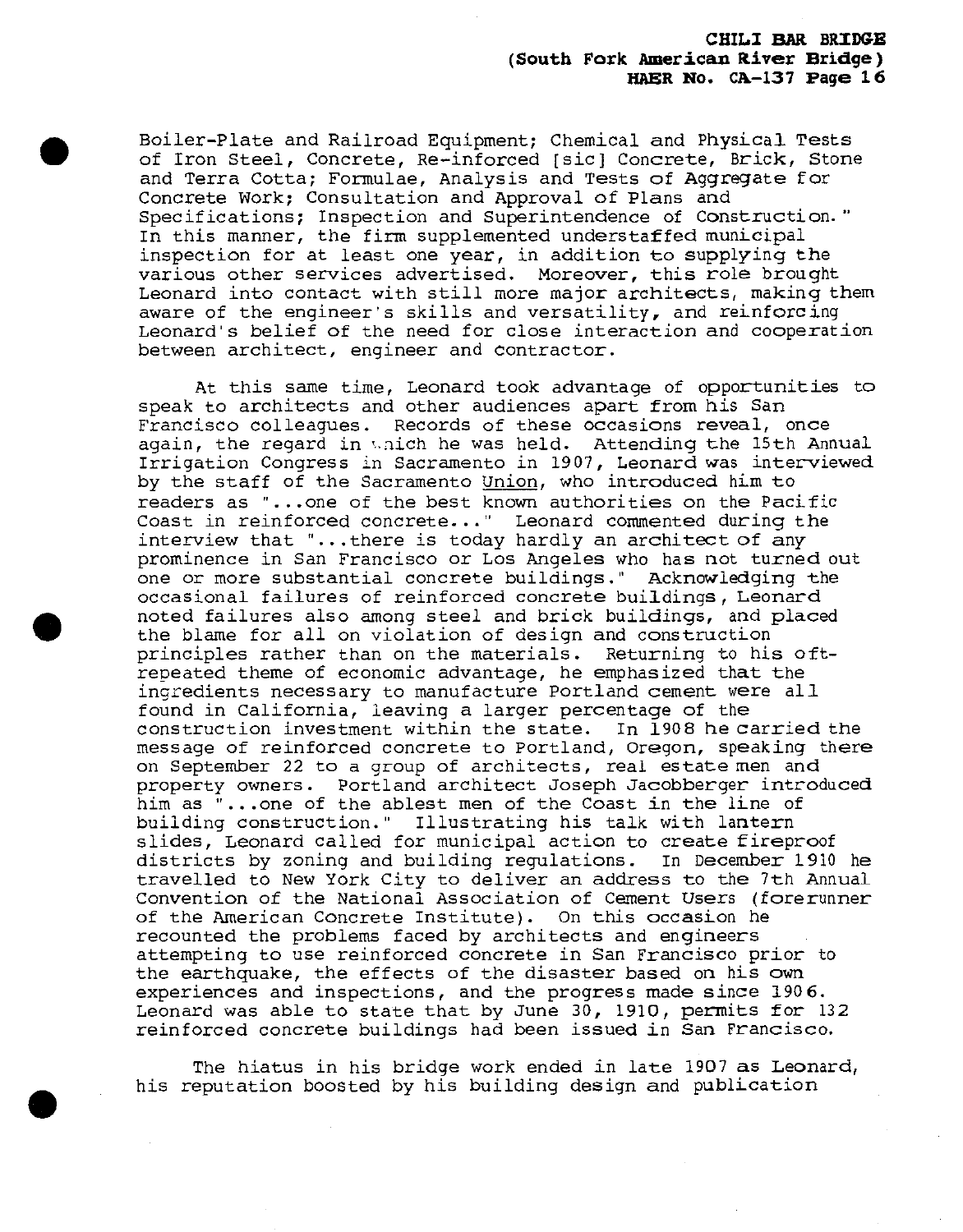Boiler-Plate and Railroad Equipment; Chemical and Physical Tests of Iron Steel, Concrete, Re-inforced [sic] Concrete, Brick, Stone and Terra Cotta; Formulae, Analysis and Tests of Aggregate for Concrete Work; Consultation and Approval of Plans and Specifications; Inspection and Superintendence of Construction." In this manner, the firm supplemented understaffed municipal inspection for at least one year, in addition to supplying the various other services advertised. Moreover, this role brought Leonard into contact with still more major architects, making them aware of the engineer's skills and versatility, and reinforcing Leonard's belief of the need for close interaction and cooperation between architect, engineer and contractor.

At this same time, Leonard took advantage of opportunities to speak to architects and other audiences apart from his San Francisco colleagues. Records of these occasions reveal, once again, the regard in which he was held. Attending the 15th Annual Irrigation Congress in Sacramento in 1907, Leonard was interviewed by the staff of the Sacramento Union, who introduced him to readers as "...one of the best known authorities on the Pacific Coast in reinforced concrete..." Leonard commented during the interview that "...there is today hardly an architect of any prominence in San Francisco or Los Angeles who has not turned out one or more substantial concrete buildings." Acknowledging the occasional failures of reinforced concrete buildings, Leonard noted failures also among steel and brick buildings, and placed the blame for all on violation of design and construction principles rather than on the materials. Returning to his oft-repeated theme of economic advantage, he emphasized that the ingredients necessary to manufacture Portland cement were all found in California, leaving a larger percentage of the construction investment within the state. In 1908 he carried the message of reinforced concrete to Portland, Oregon, speaking there on September 22 to a group of architects, real estate men and property owners. Portland architect Joseph Jacobberger introduced him as "...one of the ablest men of the Coast in the line of building construction." Illustrating his talk with lantern slides, Leonard called for municipal action to create fireproof districts by zoning and building regulations. In December 1910 he travelled to New York City to deliver an address to the 7th Annual Convention of the National Association of Cement Users (forerunner of the American Concrete Institute). On this occasion he recounted the problems faced by architects and engineers attempting to use reinforced concrete in San Francisco prior to the earthquake, the effects of the disaster based on his own experiences and inspections, and the progress made since 1906. Leonard was able to state that by June 30, 1910, permits for 132 reinforced concrete buildings had been issued in San Francisco.

The hiatus in his bridge work ended in late 1907 as Leonard, his reputation boosted by his building design and publication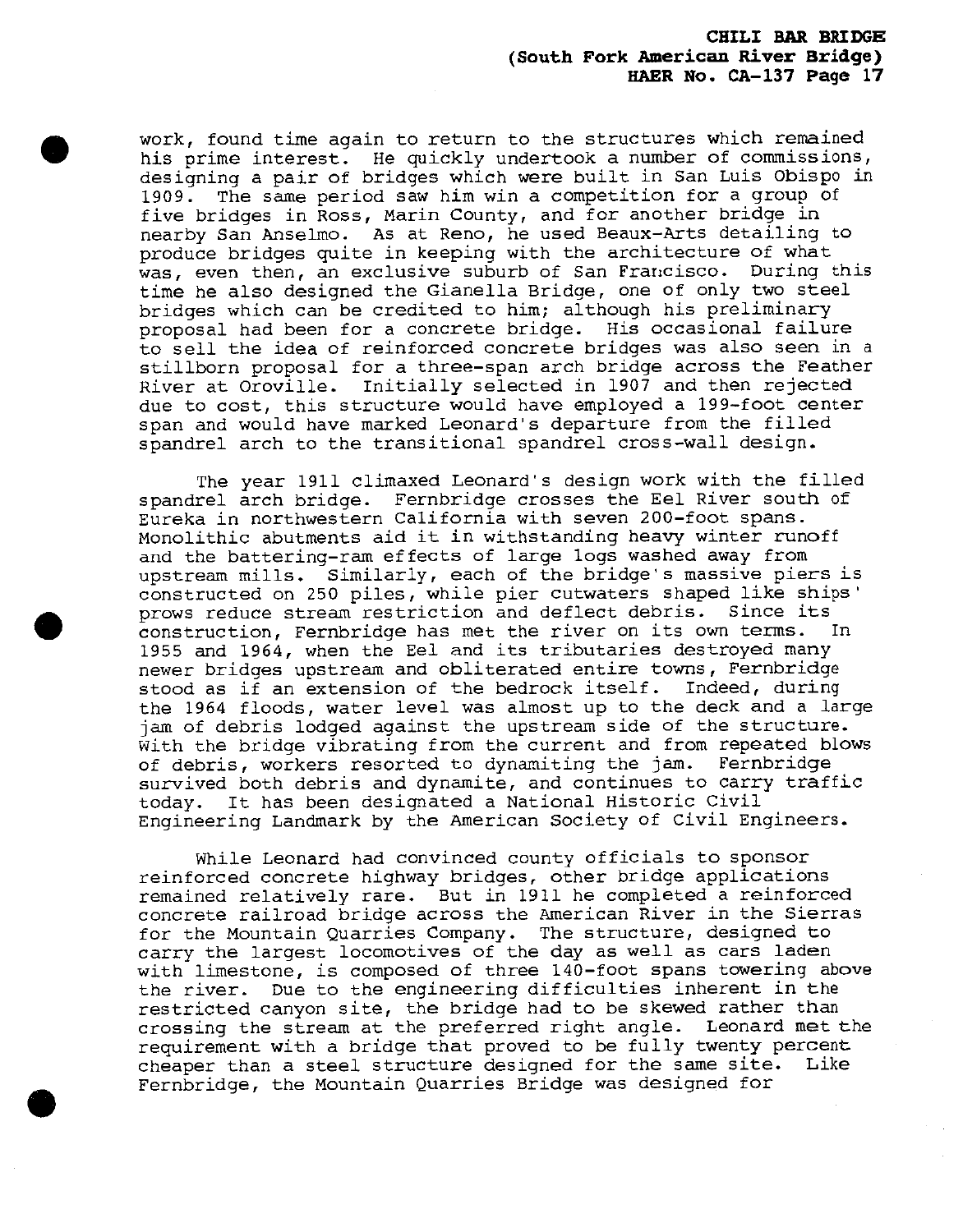work, found time again to return to the structures which remained his prime interest. He quickly undertook a number of commissions, designing a pair of bridges which were built in San Luis Obispo in 1909. The same period saw him win a competition for a group of five bridges in Ross, Marin County, and for another bridge in nearby San Anselmo. As at Reno, he used Beaux-Arts detailing to produce bridges quite in keeping with the architecture of what was, even then, an exclusive suburb of San Francisco. During this time he also designed the Gianella Bridge, one of only two steel bridges which can be credited to him; although his preliminary proposal had been for a concrete bridge. His occasional failure to sell the idea of reinforced concrete bridges was also seen in a stillborn proposal for a three-span arch bridge across the Feather River at Oroville. Initially selected in 1907 and then rejected due to cost, this structure would have employed a 199-foot center span and would have marked Leonard's departure from the filled spandrel arch to the transitional spandrel cross-wall design.

The year 1911 climaxed Leonard's design work with the filled spandrel arch bridge. Fernbridge crosses the Eel River south of Eureka in northwestern California with seven 200-foot spans. Monolithic abutments aid it in withstanding heavy winter runoff and the battering-ram effects of large logs washed away from upstream mills. Similarly, each of the bridge's massive piers is constructed on 250 piles, while pier cutwaters shaped like ships' prows reduce stream restriction and deflect debris. Since its construction, Fernbridge has met the river on its own terms. In 1955 and 1964, when the Eel and its tributaries destroyed many newer bridges upstream and obliterated entire towns, Fernbridge stood as if an extension of the bedrock itself. Indeed, during the 1964 floods, water level was almost up to the deck and a large jam of debris lodged against the upstream side of the structure. With the bridge vibrating from the current and from repeated blows of debris, workers resorted to dynamiting the jam. Fernbridge survived both debris and dynamite, and continues to carry traffic today. It has been designated a National Historic Civil Engineering Landmark by the American Society of Civil Engineers.

While Leonard had convinced county officials to sponsor reinforced concrete highway bridges, other bridge applications remained relatively rare. But in 1911 he completed a reinforced concrete railroad bridge across the American River in the Sierras for the Mountain Quarries Company. The structure, designed to carry the largest locomotives of the day as well as cars laden with limestone, is composed of three 140-foot spans towering above the river. Due to the engineering difficulties inherent in the restricted canyon site, the bridge had to be skewed rather than crossing the stream at the preferred right angle. Leonard met the requirement with a bridge that proved to be fully twenty percent cheaper than a steel structure designed for the same site. Like Fernbridge, the Mountain Quarries Bridge was designed for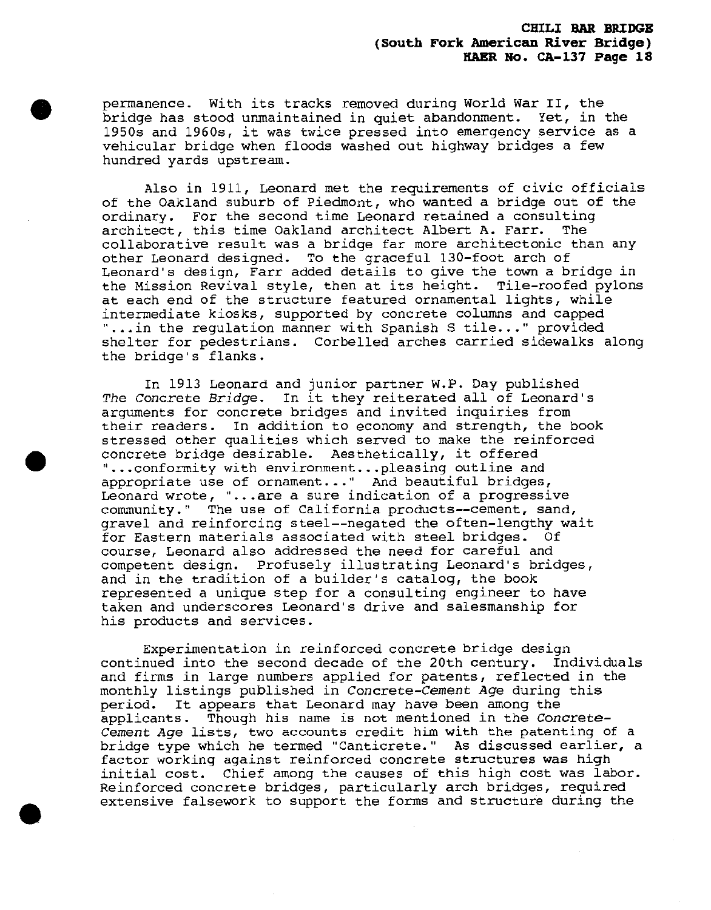permanence. With its tracks removed during World War II, the bridge has stood unmaintained in quiet abandonment. Yet, in the 1950s and 1960s, it was twice pressed into emergency service as a vehicular bridge when floods washed out highway bridges a few hundred yards upstream.

Also in 1911, Leonard met the requirements of civic officials of the Oakland suburb of Piedmont, who wanted a bridge out of the ordinary. For the second time Leonard retained a consulting architect, this time Oakland architect Albert A. Farr. The collaborative result was a bridge far more architectonic than any other Leonard designed. To the graceful 130-foot arch of Leonard's design, Farr added details to give the town a bridge in the Mission Revival style, then at its height. Tile-roofed pylons at each end of the structure featured ornamental lights, while intermediate kiosks, supported by concrete columns and capped "...in the regulation manner with Spanish S tile..." provided shelter for pedestrians. Corbelled arches carried sidewalks along the bridge's flanks.

In 1913 Leonard and junior partner W.P. Day published *The Concrete Bridge*. In it they reiterated all of Leonard's arguments for concrete bridges and invited inquiries from their readers. In addition to economy and strength, the book stressed other qualities which served to make the reinforced concrete bridge desirable. Aesthetically, it offered "...conformity with environment...pleasing outline and appropriate use of ornament..." And beautiful bridges, Leonard wrote, "...are a sure indication of a progressive community." The use of California products--cement, sand, gravel and reinforcing steel--negated the often-lengthy wait for Eastern materials associated with steel bridges. Of course, Leonard also addressed the need for careful and competent design. Profusely illustrating Leonard's bridges, and in the tradition of a builder's catalog, the book represented a unique step for a consulting engineer to have taken and underscores Leonard's drive and salesmanship for his products and services.

Experimentation in reinforced concrete bridge design continued into the second decade of the 20th century. Individuals and firms in large numbers applied for patents, reflected in the monthly listings published in *Concrete-Cement Age* during this period. It appears that Leonard may have been among the applicants. Though his name is not mentioned in the *Concrete-Cement Age* lists, two accounts credit him with the patenting of a bridge type which he termed "Canticrete." As discussed earlier, a factor working against reinforced concrete structures was high initial cost. Chief among the causes of this high cost was labor. Reinforced concrete bridges, particularly arch bridges, required extensive falsework to support the forms and structure during the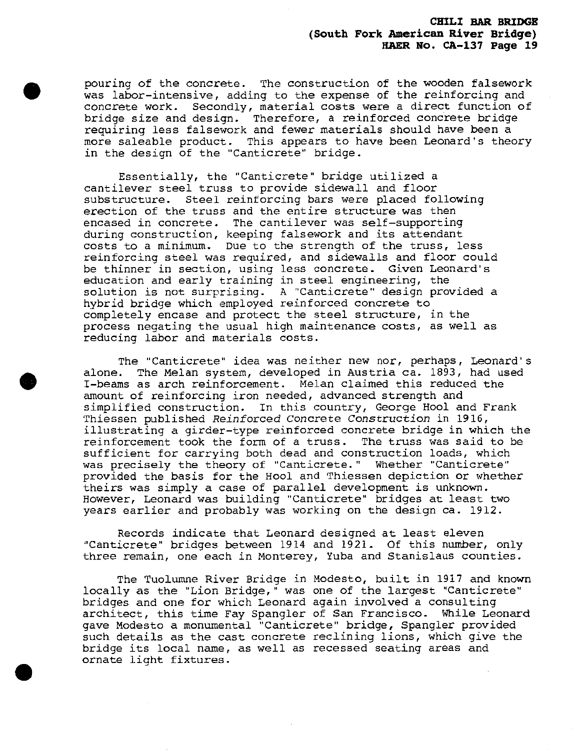pouring of the concrete. The construction of the wooden falsework was labor-intensive, adding to the expense of the reinforcing and concrete work. Secondly, material costs were a direct function of bridge size and design. Therefore, a reinforced concrete bridge requiring less falsework and fewer materials should have been a more saleable product. This appears to have been Leonard's theory in the design of the "Canticrete" bridge.

Essentially, the "Canticrete" bridge utilized a cantilever steel truss to provide sidewall and floor substructure. Steel reinforcing bars were placed following erection of the truss and the entire structure was then encased in concrete. The cantilever was self-supporting during construction, keeping falsework and its attendant costs to a minimum. Due to the strength of the truss, less reinforcing steel was required, and sidewalls and floor could be thinner in section, using less concrete. Given Leonard's education and early training in steel engineering, the solution is not surprising. A "Canticrete" design provided a hybrid bridge which employed reinforced concrete to completely encase and protect the steel structure, in the process negating the usual high maintenance costs, as well as reducing labor and materials costs.

The "Canticrete" idea was neither new nor, perhaps, Leonard's alone. The Melan system, developed in Austria ca. 1893, had used I-beams as arch reinforcement. Melan claimed this reduced the amount of reinforcing iron needed, advanced strength and simplified construction. In this country, George Hool and Frank Thiessen published *Reinforced Concrete Construction* in 1916, illustrating a girder-type reinforced concrete bridge in which the reinforcement took the form of a truss. The truss was said to be sufficient for carrying both dead and construction loads, which was precisely the theory of "Canticrete." Whether "Canticrete" provided the basis for the Hool and Thiessen depiction or whether theirs was simply a case of parallel development is unknown. However, Leonard was building "Canticrete" bridges at least two years earlier and probably was working on the design ca. 1912.

Records indicate that Leonard designed at least eleven "Canticrete" bridges between 1914 and 1921. Of this number, only three remain, one each in Monterey, Yuba and Stanislaus counties.

The Tuolumne River Bridge in Modesto, built in 1917 and known locally as the "Lion Bridge," was one of the largest "Canticrete" bridges and one for which Leonard again involved a consulting architect, this time Fay Spangler of San Francisco. While Leonard gave Modesto a monumental "Canticrete" bridge, Spangler provided such details as the cast concrete reclining lions, which give the bridge its local name, as well as recessed seating areas and ornate light fixtures.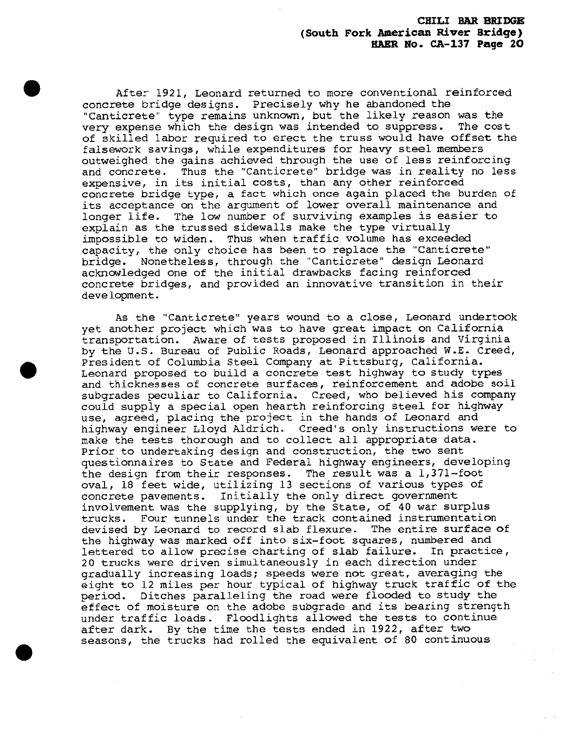After 1921, Leonard returned to more conventional reinforced concrete bridge designs. Precisely why he abandoned the "Canticrete" type remains unknown, but the likely reason was the very expense which the design was intended to suppress. The cost of skilled labor required to erect the truss would have offset the falsework savings, while expenditures for heavy steel members outweighed the gains achieved through the use of less reinforcing and concrete. Thus the "Canticrete" bridge was in reality no less expensive, in its initial costs, than any other reinforced concrete bridge type, a fact which once again placed the burden of its acceptance on the argument of lower overall maintenance and longer life. The low number of surviving examples is easier to explain as the trussed sidewalls make the type virtually impossible to widen. Thus when traffic volume has exceeded capacity, the only choice has been to replace the "Canticrete" bridge. Nonetheless, through the "Canticrete" design Leonard acknowledged one of the initial drawbacks facing reinforced concrete bridges, and provided an innovative transition in their development.

As the "Canticrete" years wound to a close, Leonard undertook yet another project which was to have great impact on California transportation. Aware of tests proposed in Illinois and Virginia by the U.S. Bureau of Public Roads, Leonard approached W.E. Creed, President of Columbia Steel Company at Pittsburg, California. Leonard proposed to build a concrete test highway to study types and thicknesses of concrete surfaces, reinforcement and adobe soil subgrades peculiar to California. Creed, who believed his company could supply a special open hearth reinforcing steel for highway use, agreed, placing the project in the hands of Leonard and highway engineer Lloyd Aldrich. Creed's only instructions were to make the tests thorough and to collect all appropriate data. Prior to undertaking design and construction, the two sent questionnaires to State and Federal highway engineers, developing the design from their responses. The result was a 1,371-foot oval, 18 feet wide, utilizing 13 sections of various types of concrete pavements. Initially the only direct government involvement was the supplying, by the State, of 40 war surplus trucks. Four tunnels under the track contained instrumentation devised by Leonard to record slab flexure. The entire surface of the highway was marked off into six-foot squares, numbered and lettered to allow precise charting of slab failure. In practice, 20 trucks were driven simultaneously in each direction under gradually increasing loads; speeds were not great, averaging the eight to 12 miles per hour typical of highway truck traffic of the period. Ditches paralleling the road were flooded to study the effect of moisture on the adobe subgrade and its bearing strength under traffic loads. Floodlights allowed the tests to continue after dark. By the time the tests ended in 1922, after two seasons, the trucks had rolled the equivalent of 80 continuous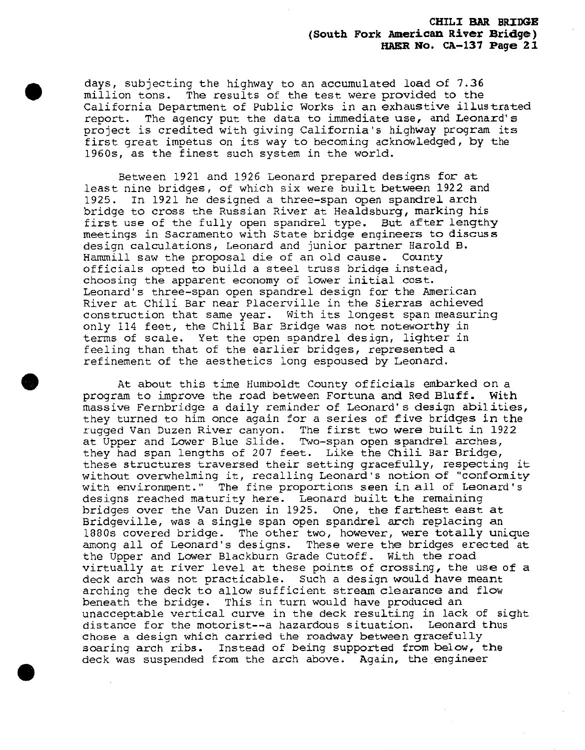days, subjecting the highway to an accumulated load of 7.36 million tons. The results of the test were provided to the California Department of Public Works in an exhaustive illustrated report. The agency put the data to immediate use, and Leonard's project is credited with giving California's highway program its first great impetus on its way to becoming acknowledged, by the 1960s, as the finest such system in the world.

Between 1921 and 1926 Leonard prepared designs for at least nine bridges, of which six were built between 1922 and 1925. In 1921 he designed a three-span open spandrel arch bridge to cross the Russian River at Healdsburg, marking his first use of the fully open spandrel type. But after lengthy meetings in Sacramento with State bridge engineers to discuss design calculations, Leonard and junior partner Harold B. Hammill saw the proposal die of an old cause. County officials opted to build a steel truss bridge instead, choosing the apparent economy of lower initial cost. Leonard's three-span open spandrel design for the American River at Chili Bar near Placerville in the Sierras achieved construction that same year. With its longest span measuring only 114 feet, the Chili Bar Bridge was not noteworthy in terms of scale. Yet the open spandrel design, lighter in feeling than that of the earlier bridges, represented a refinement of the aesthetics long espoused by Leonard.

At about this time Humboldt County officials embarked on a program to improve the road between Fortuna and Red Bluff. With massive Fernbridge a daily reminder of Leonard's design abilities, they turned to him once again for a series of five bridges in the rugged Van Duzen River canyon. The first two were built in 1922 at Upper and Lower Blue Slide. Two-span open spandrel arches, they had span lengths of 207 feet. Like the Chili Bar Bridge, these structures traversed their setting gracefully, respecting it without overwhelming it, recalling Leonard's notion of "conformity with environment." The fine proportions seen in all of Leonard's designs reached maturity here. Leonard built the remaining bridges over the Van Duzen in 1925. One, the farthest east at Bridgeville, was a single span open spandrel arch replacing an 1880s covered bridge. The other two, however, were totally unique among all of Leonard's designs. These were the bridges erected at the Upper and Lower Blackburn Grade Cutoff. With the road virtually at river level at these points of crossing, the use of a deck arch was not practicable. Such a design would have meant arching the deck to allow sufficient stream clearance and flow beneath the bridge. This in turn would have produced an unacceptable vertical curve in the deck resulting in lack of sight distance for the motorist--a hazardous situation. Leonard thus chose a design which carried the roadway between gracefully soaring arch ribs. Instead of being supported from below, the deck was suspended from the arch above. Again, the engineer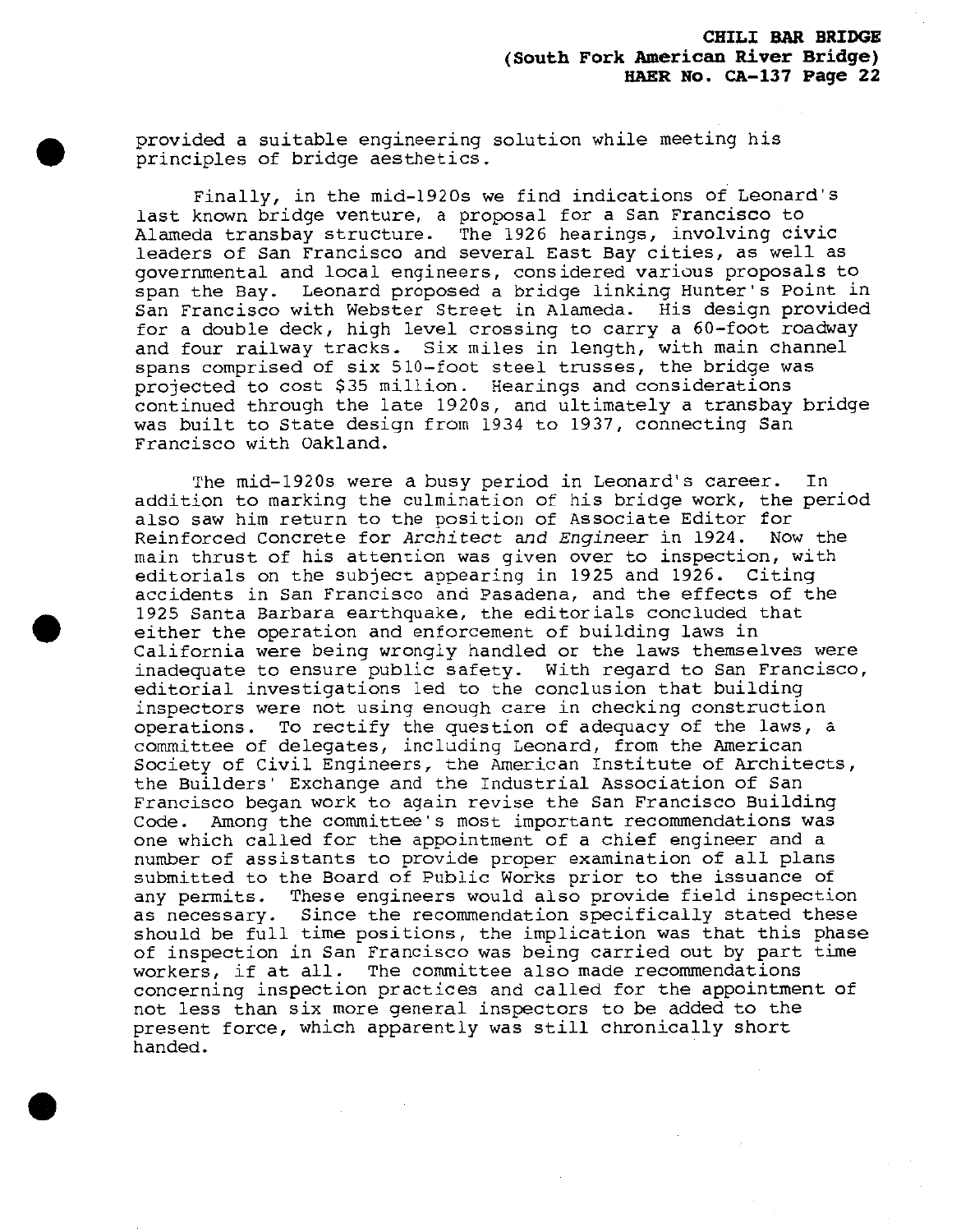provided a suitable engineering solution while meeting his principles of bridge aesthetics.

Finally, in the mid-1920s we find indications of Leonard's last known bridge venture, a proposal for a San Francisco to Alameda transbay structure. The 1926 hearings, involving civic leaders of San Francisco and several East Bay cities, as well as governmental and local engineers, considered various proposals to span the Bay. Leonard proposed a bridge linking Hunter's Point in San Francisco with Webster Street in Alameda. His design provided for a double deck, high level crossing to carry a 60-foot roadway and four railway tracks. Six miles in length, with main channel spans comprised of six 510-foot steel trusses, the bridge was projected to cost $35 million. Hearings and considerations continued through the late 1920s, and ultimately a transbay bridge was built to State design from 1934 to 1937, connecting San Francisco with Oakland.

The mid-1920s were a busy period in Leonard's career. In addition to marking the culmination of his bridge work, the period also saw him return to the position of Associate Editor for Reinforced Concrete for *Architect and Engineer* in 1924. Now the main thrust of his attention was given over to inspection, with editorials on the subject appearing in 1925 and 1926. Citing accidents in San Francisco and Pasadena, and the effects of the 1925 Santa Barbara earthquake, the editorials concluded that either the operation and enforcement of building laws in California were being wrongly handled or the laws themselves were inadequate to ensure public safety. With regard to San Francisco, editorial investigations led to the conclusion that building inspectors were not using enough care in checking construction operations. To rectify the question of adequacy of the laws, a committee of delegates, including Leonard, from the American Society of Civil Engineers, the American Institute of Architects, the Builders' Exchange and the Industrial Association of San Francisco began work to again revise the San Francisco Building Code. Among the committee's most important recommendations was one which called for the appointment of a chief engineer and a number of assistants to provide proper examination of all plans submitted to the Board of Public Works prior to the issuance of any permits. These engineers would also provide field inspection as necessary. Since the recommendation specifically stated these should be full time positions, the implication was that this phase of inspection in San Francisco was being carried out by part time workers, if at all. The committee also made recommendations concerning inspection practices and called for the appointment of not less than six more general inspectors to be added to the present force, which apparently was still chronically short handed.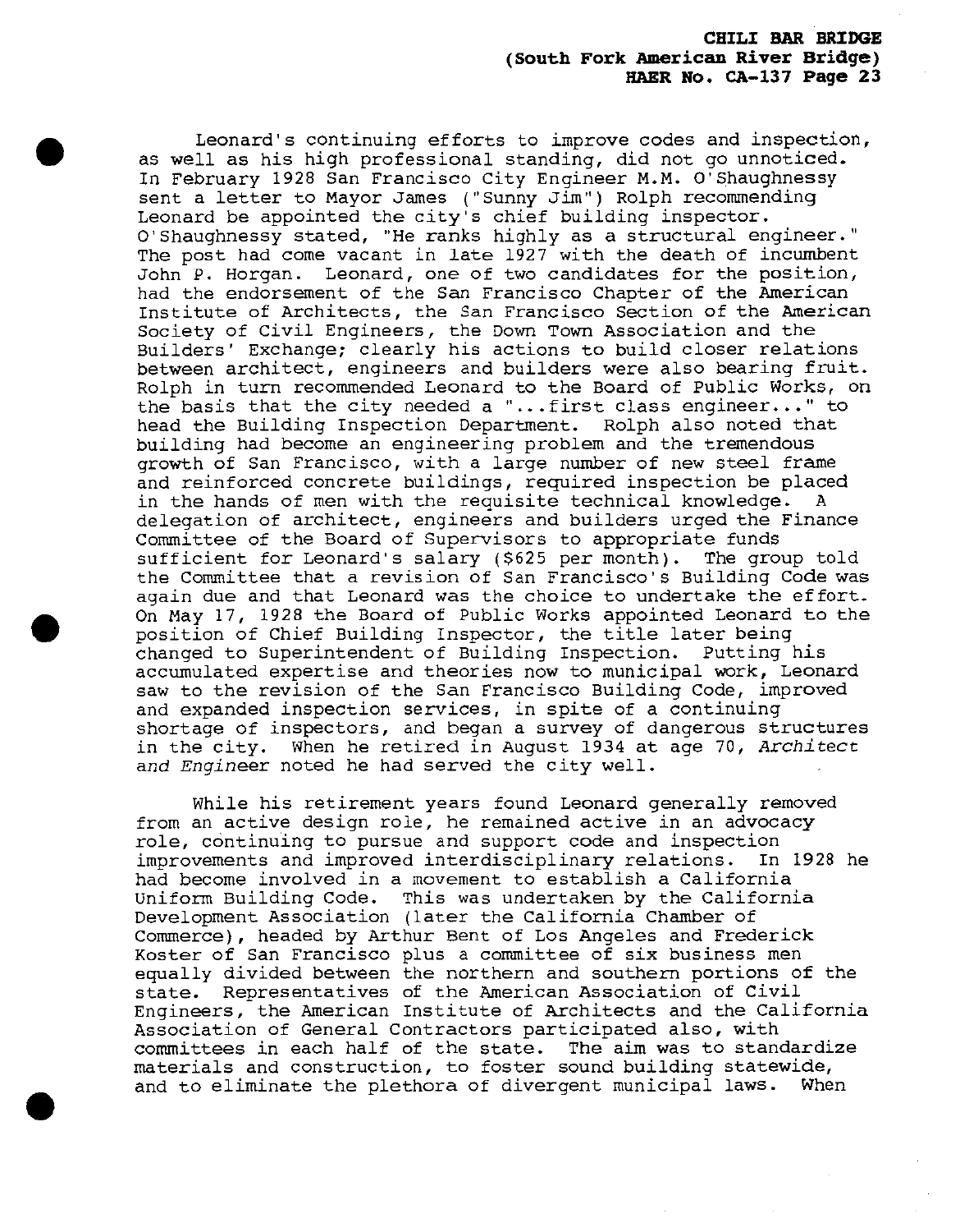Leonard's continuing efforts to improve codes and inspection, as well as his high professional standing, did not go unnoticed. In February 1928 San Francisco City Engineer M.M. O'Shaughnessy sent a letter to Mayor James ("Sunny Jim") Rolph recommending Leonard be appointed the city's chief building inspector. O'Shaughnessy stated, "He ranks highly as a structural engineer." The post had come vacant in late 1927 with the death of incumbent John P. Horgan. Leonard, one of two candidates for the position, had the endorsement of the San Francisco Chapter of the American Institute of Architects, the San Francisco Section of the American Society of Civil Engineers, the Down Town Association and the Builders' Exchange; clearly his actions to build closer relations between architect, engineers and builders were also bearing fruit. Rolph in turn recommended Leonard to the Board of Public Works, on the basis that the city needed a "...first class engineer..." to head the Building Inspection Department. Rolph also noted that building had become an engineering problem and the tremendous growth of San Francisco, with a large number of new steel frame and reinforced concrete buildings, required inspection be placed in the hands of men with the requisite technical knowledge. A delegation of architect, engineers and builders urged the Finance Committee of the Board of Supervisors to appropriate funds sufficient for Leonard's salary ($625 per month). The group told the Committee that a revision of San Francisco's Building Code was again due and that Leonard was the choice to undertake the effort. On May 17, 1928 the Board of Public Works appointed Leonard to the position of Chief Building Inspector, the title later being changed to Superintendent of Building Inspection. Putting his accumulated expertise and theories now to municipal work, Leonard saw to the revision of the San Francisco Building Code, improved and expanded inspection services, in spite of a continuing shortage of inspectors, and began a survey of dangerous structures in the city. When he retired in August 1934 at age 70, *Architect and Engineer* noted he had served the city well.

While his retirement years found Leonard generally removed from an active design role, he remained active in an advocacy role, continuing to pursue and support code and inspection improvements and improved interdisciplinary relations. In 1928 he had become involved in a movement to establish a California Uniform Building Code. This was undertaken by the California Development Association (later the California Chamber of Commerce), headed by Arthur Bent of Los Angeles and Frederick Koster of San Francisco plus a committee of six business men equally divided between the northern and southern portions of the state. Representatives of the American Association of Civil Engineers, the American Institute of Architects and the California Association of General Contractors participated also, with committees in each half of the state. The aim was to standardize materials and construction, to foster sound building statewide, and to eliminate the plethora of divergent municipal laws. When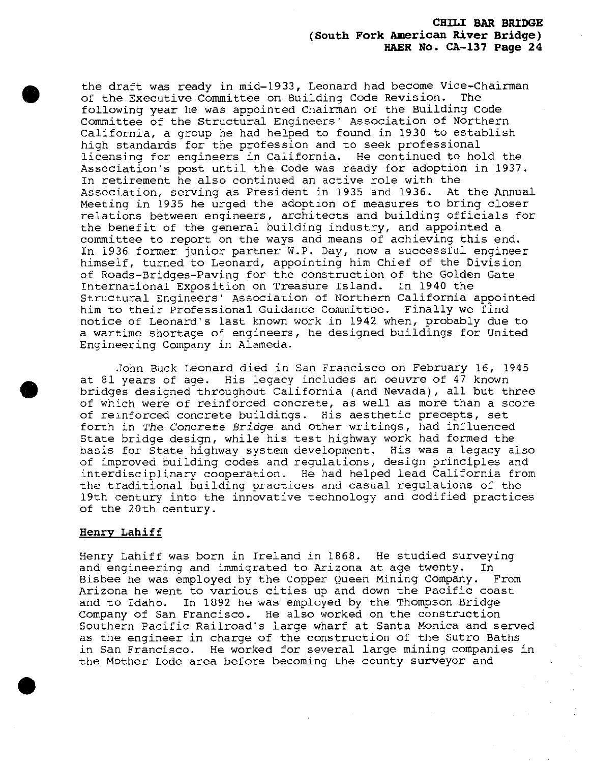the draft was ready in mid-1933, Leonard had become Vice-Chairman of the Executive Committee on Building Code Revision. The following year he was appointed Chairman of the Building Code Committee of the Structural Engineers' Association of Northern California, a group he had helped to found in 1930 to establish high standards for the profession and to seek professional licensing for engineers in California. He continued to hold the Association's post until the Code was ready for adoption in 1937. In retirement he also continued an active role with the Association, serving as President in 1935 and 1936. At the Annual Meeting in 1935 he urged the adoption of measures to bring closer relations between engineers, architects and building officials for the benefit of the general building industry, and appointed a committee to report on the ways and means of achieving this end. In 1936 former junior partner W.P. Day, now a successful engineer himself, turned to Leonard, appointing him Chief of the Division of Roads-Bridges-Paving for the construction of the Golden Gate International Exposition on Treasure Island. In 1940 the Structural Engineers' Association of Northern California appointed him to their Professional Guidance Committee. Finally we find notice of Leonard's last known work in 1942 when, probably due to a wartime shortage of engineers, he designed buildings for United Engineering Company in Alameda.

John Buck Leonard died in San Francisco on February 16, 1945 at 81 years of age. His legacy includes an *oeuvre* of 47 known bridges designed throughout California (and Nevada), all but three of which were of reinforced concrete, as well as more than a score of reinforced concrete buildings. His aesthetic precepts, set forth in *The Concrete Bridge* and other writings, had influenced State bridge design, while his test highway work had formed the basis for State highway system development. His was a legacy also of improved building codes and regulations, design principles and interdisciplinary cooperation. He had helped lead California from the traditional building practices and casual regulations of the 19th century into the innovative technology and codified practices of the 20th century.

### Henry Lahiff

Henry Lahiff was born in Ireland in 1868. He studied surveying and engineering and immigrated to Arizona at age twenty. In Bisbee he was employed by the Copper Queen Mining Company. From Arizona he went to various cities up and down the Pacific coast and to Idaho. In 1892 he was employed by the Thompson Bridge Company of San Francisco. He also worked on the construction Southern Pacific Railroad's large wharf at Santa Monica and served as the engineer in charge of the construction of the Sutro Baths in San Francisco. He worked for several large mining companies in the Mother Lode area before becoming the county surveyor and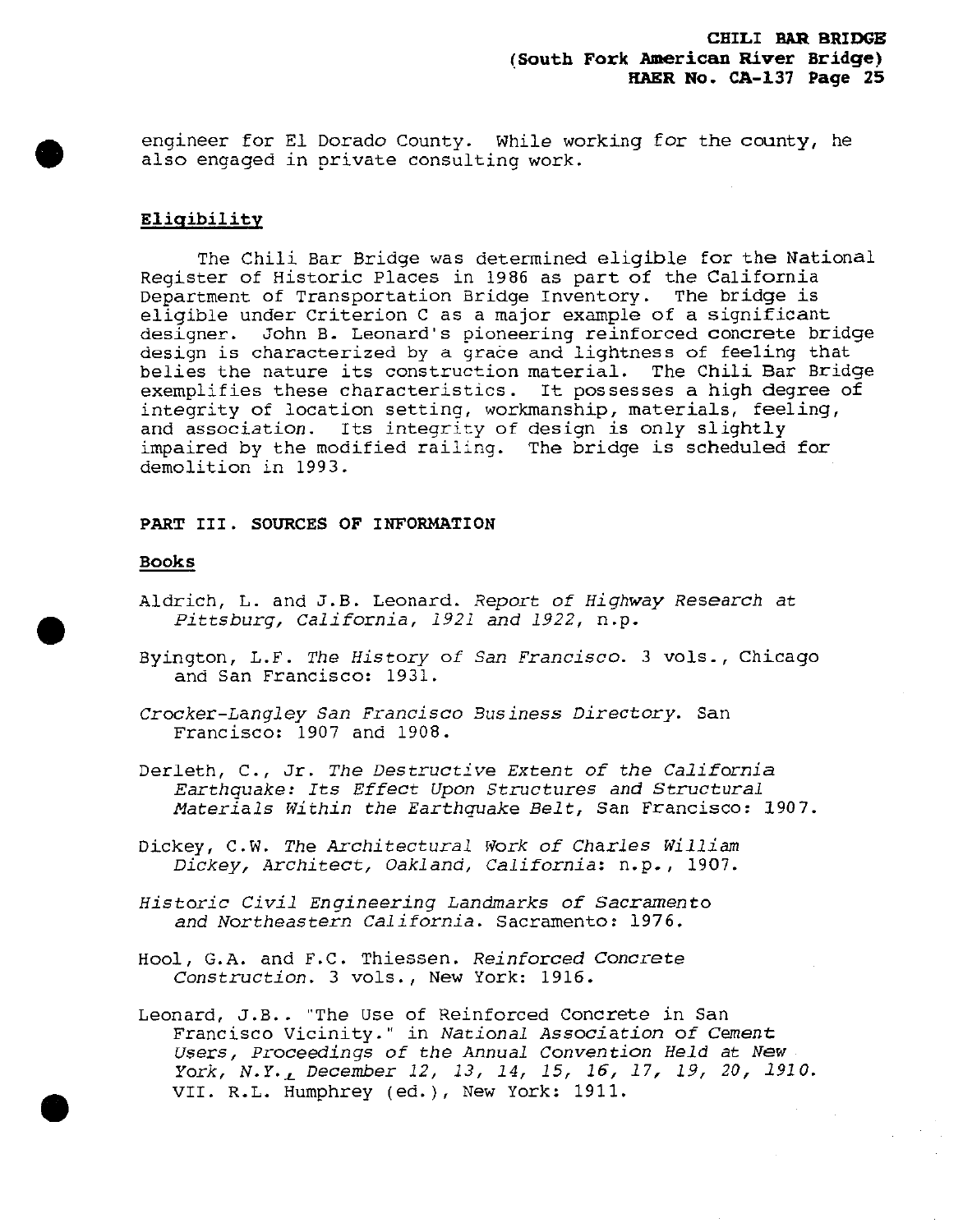engineer for El Dorado County. While working for the county, he also engaged in private consulting work.

## Eligibility

The Chili Bar Bridge was determined eligible for the National Register of Historic Places in 1986 as part of the California Department of Transportation Bridge Inventory. The bridge is eligible under Criterion C as a major example of a significant designer. John B. Leonard's pioneering reinforced concrete bridge design is characterized by a grace and lightness of feeling that belies the nature its construction material. The Chili Bar Bridge exemplifies these characteristics. It possesses a high degree of integrity of location setting, workmanship, materials, feeling, and association. Its integrity of design is only slightly impaired by the modified railing. The bridge is scheduled for demolition in 1993.

## PART III. SOURCES OF INFORMATION

### Books

Aldrich, L. and J.B. Leonard. *Report of Highway Research at Pittsburg, California, 1921 and 1922*, n.p.

Byington, L.F. *The History of San Francisco*. 3 vols., Chicago and San Francisco: 1931.

*Crocker-Langley San Francisco Business Directory*. San Francisco: 1907 and 1908.

Derleth, C., Jr. *The Destructive Extent of the California Earthquake: Its Effect Upon Structures and Structural Materials Within the Earthquake Belt*, San Francisco: 1907.

Dickey, C.W. *The Architectural Work of Charles William Dickey, Architect, Oakland, California*: n.p., 1907.

*Historic Civil Engineering Landmarks of Sacramento and Northeastern California*. Sacramento: 1976.

Hool, G.A. and F.C. Thiessen. *Reinforced Concrete Construction*. 3 vols., New York: 1916.

Leonard, J.B.. "The Use of Reinforced Concrete in San Francisco Vicinity." in *National Association of Cement Users, Proceedings of the Annual Convention Held at New York, N.Y., December 12, 13, 14, 15, 16, 17, 19, 20, 1910*. VII. R.L. Humphrey (ed.), New York: 1911.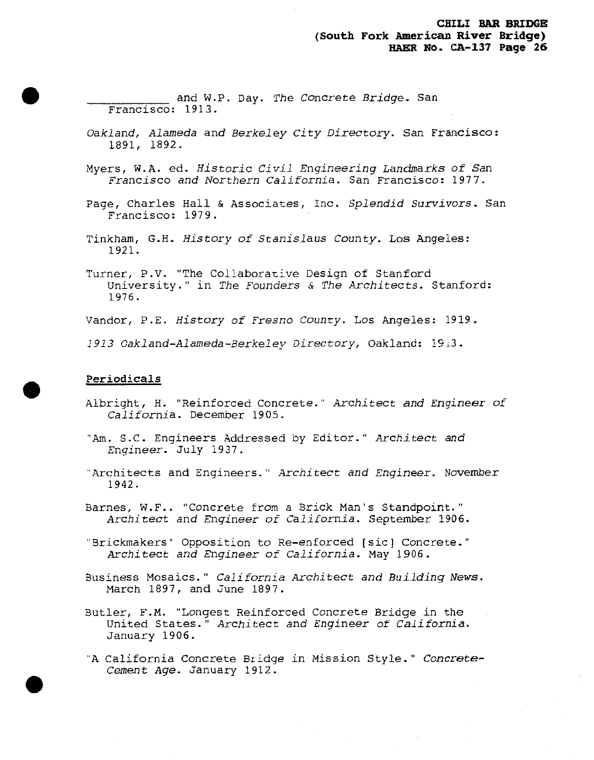\_\_\_\_\_\_\_\_\_\_\_\_ and W.P. Day. *The Concrete Bridge*. San Francisco: 1913.

*Oakland, Alameda* and *Berkeley City Directory*. San Francisco: 1891, 1892.

Myers, W.A. ed. *Historic Civil Engineering Landmarks of San Francisco and Northern California*. San Francisco: 1977.

Page, Charles Hall & Associates, Inc. *Splendid Survivors*. San Francisco: 1979.

Tinkham, G.H. *History of Stanislaus County*. Los Angeles: 1921.

Turner, P.V. "The Collaborative Design of Stanford University." in *The Founders & The Architects*. Stanford: 1976.

Vandor, P.E. *History of Fresno County*. Los Angeles: 1919.

*1913 Oakland-Alameda-Berkeley Directory*, Oakland: 1913.

## Periodicals

Albright, H. "Reinforced Concrete." *Architect and Engineer of California*. December 1905.

"Am. S.C. Engineers Addressed by Editor." *Architect and Engineer*. July 1937.

"Architects and Engineers." *Architect and Engineer*. November 1942.

Barnes, W.F.. "Concrete from a Brick Man's Standpoint." *Architect and Engineer of California*. September 1906.

"Brickmakers' Opposition to Re-enforced [sic] Concrete." *Architect and Engineer of California*. May 1906.

Business Mosaics." *California Architect and Building News*. March 1897, and June 1897.

Butler, F.M. "Longest Reinforced Concrete Bridge in the United States." *Architect and Engineer of California*. January 1906.

"A California Concrete Bridge in Mission Style." *Concrete-Cement Age*. January 1912.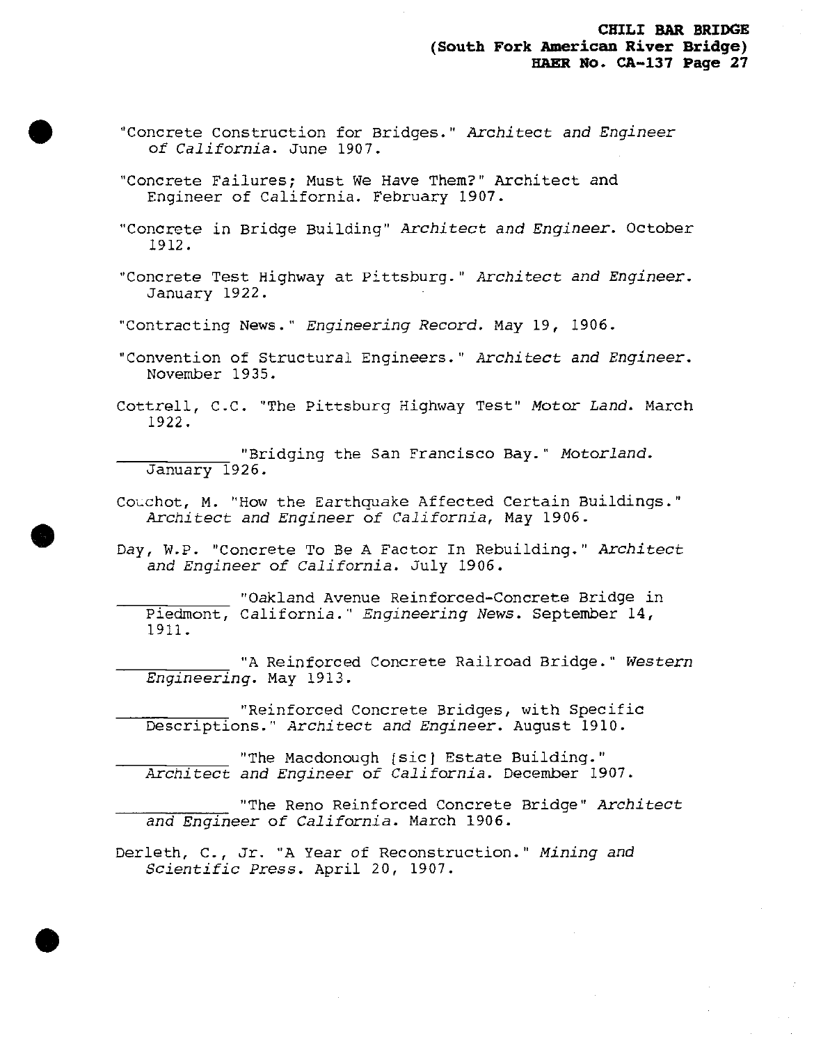"Concrete Construction for Bridges." *Architect and Engineer of California*. June 1907.

"Concrete Failures; Must We Have Them?" Architect and Engineer of California. February 1907.

"Concrete in Bridge Building" *Architect and Engineer*. October 1912.

"Concrete Test Highway at Pittsburg." *Architect and Engineer*. January 1922.

"Contracting News." *Engineering Record*. May 19, 1906.

"Convention of Structural Engineers." *Architect and Engineer*. November 1935.

Cottrell, C.C. "The Pittsburg Highway Test" *Motor Land*. March 1922.

\_\_\_\_\_\_\_\_\_\_ "Bridging the San Francisco Bay." *Motorland*. January 1926.

Couchot, M. "How the Earthquake Affected Certain Buildings." *Architect and Engineer of California*, May 1906.

Day, W.P. "Concrete To Be A Factor In Rebuilding." *Architect and Engineer of California*. July 1906.

\_\_\_\_\_\_\_\_\_\_ "Oakland Avenue Reinforced-Concrete Bridge in Piedmont, California." *Engineering News*. September 14, 1911.

\_\_\_\_\_\_\_\_\_\_ "A Reinforced Concrete Railroad Bridge." *Western Engineering*. May 1913.

\_\_\_\_\_\_\_\_\_\_ "Reinforced Concrete Bridges, with Specific Descriptions." *Architect and Engineer*. August 1910.

\_\_\_\_\_\_\_\_\_\_ "The Macdonough [sic] Estate Building." *Architect and Engineer of California*. December 1907.

\_\_\_\_\_\_\_\_\_\_ "The Reno Reinforced Concrete Bridge" *Architect and Engineer of California*. March 1906.

Derleth, C., Jr. "A Year of Reconstruction." *Mining and Scientific Press*. April 20, 1907.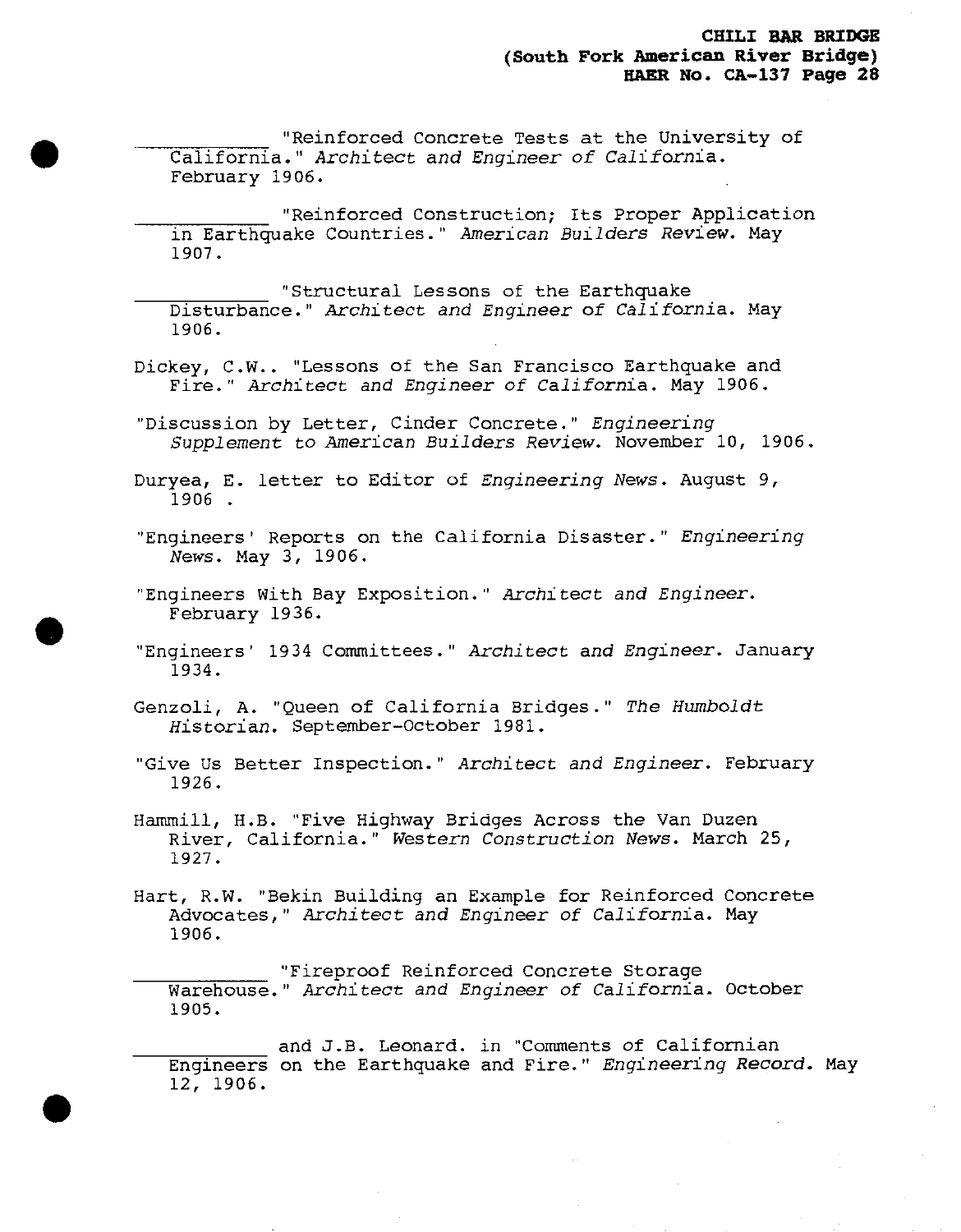\_\_\_\_\_\_\_\_\_\_\_ "Reinforced Concrete Tests at the University of California." *Architect and Engineer of California*. February 1906.

\_\_\_\_\_\_\_\_\_\_\_ "Reinforced Construction; Its Proper Application in Earthquake Countries." *American Builders Review*. May 1907.

\_\_\_\_\_\_\_\_\_\_\_ "Structural Lessons of the Earthquake Disturbance." *Architect and Engineer of California*. May 1906.

Dickey, C.W.. "Lessons of the San Francisco Earthquake and Fire." *Architect and Engineer of California*. May 1906.

"Discussion by Letter, Cinder Concrete." *Engineering Supplement to American Builders Review*. November 10, 1906.

Duryea, E. letter to Editor of *Engineering News*. August 9, 1906 .

"Engineers' Reports on the California Disaster." *Engineering News*. May 3, 1906.

"Engineers With Bay Exposition." *Architect and Engineer*. February 1936.

"Engineers' 1934 Committees." *Architect and Engineer*. January 1934.

Genzoli, A. "Queen of California Bridges." *The Humboldt Historian*. September-October 1981.

"Give Us Better Inspection." *Architect and Engineer*. February 1926.

Hammill, H.B. "Five Highway Bridges Across the Van Duzen River, California." *Western Construction News*. March 25, 1927.

Hart, R.W. "Bekin Building an Example for Reinforced Concrete Advocates," *Architect and Engineer of California*. May 1906.

\_\_\_\_\_\_\_\_\_\_\_ "Fireproof Reinforced Concrete Storage Warehouse." *Architect and Engineer of California*. October 1905.

\_\_\_\_\_\_\_\_\_\_\_ and J.B. Leonard. in "Comments of Californian Engineers on the Earthquake and Fire." *Engineering Record*. May 12, 1906.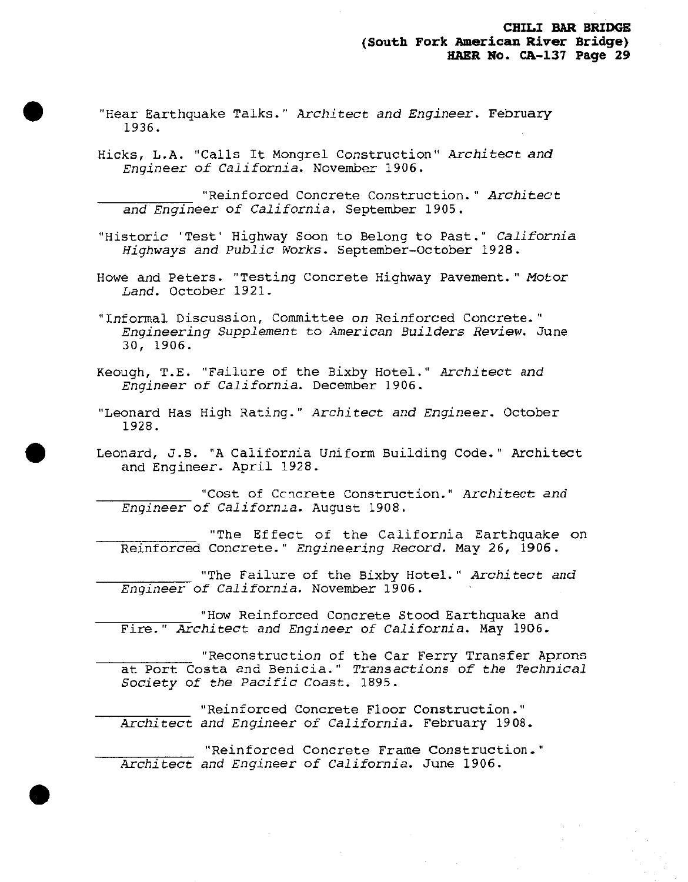"Hear Earthquake Talks." *Architect and Engineer*. February 1936.

Hicks, L.A. "Calls It Mongrel Construction" *Architect and Engineer of California*. November 1906.

\_\_\_\_\_\_\_\_\_\_ "Reinforced Concrete Construction." *Architect and Engineer of California*. September 1905.

"Historic 'Test' Highway Soon to Belong to Past." *California Highways and Public Works*. September-October 1928.

Howe and Peters. "Testing Concrete Highway Pavement." *Motor Land*. October 1921.

"Informal Discussion, Committee on Reinforced Concrete." *Engineering Supplement to American Builders Review*. June 30, 1906.

Keough, T.E. "Failure of the Bixby Hotel." *Architect and Engineer of California*. December 1906.

"Leonard Has High Rating." *Architect and Engineer*. October 1928.

Leonard, J.B. "A California Uniform Building Code." Architect and Engineer. April 1928.

\_\_\_\_\_\_\_\_\_\_ "Cost of Concrete Construction." *Architect and Engineer of California*. August 1908.

\_\_\_\_\_\_\_\_\_\_ "The Effect of the California Earthquake on Reinforced Concrete." *Engineering Record*. May 26, 1906.

\_\_\_\_\_\_\_\_\_\_ "The Failure of the Bixby Hotel." *Architect and Engineer of California*. November 1906.

\_\_\_\_\_\_\_\_\_\_ "How Reinforced Concrete Stood Earthquake and Fire." *Architect and Engineer of California*. May 1906.

\_\_\_\_\_\_\_\_\_\_ "Reconstruction of the Car Ferry Transfer Aprons at Port Costa and Benicia." *Transactions of the Technical Society of the Pacific Coast*. 1895.

\_\_\_\_\_\_\_\_\_\_ "Reinforced Concrete Floor Construction." *Architect and Engineer of California*. February 1908.

\_\_\_\_\_\_\_\_\_\_ "Reinforced Concrete Frame Construction." *Architect and Engineer of California*. June 1906.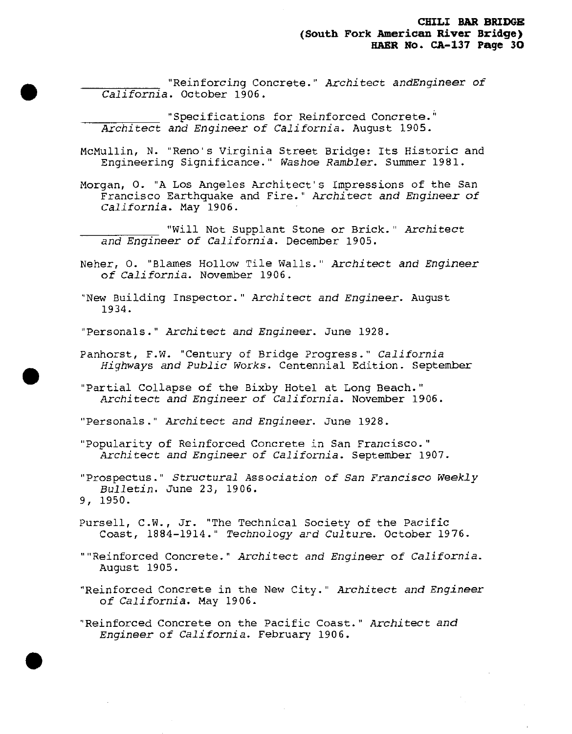\_\_\_\_\_\_\_\_\_\_\_ "Reinforcing Concrete." *Architect andEngineer of California*. October 1906.

\_\_\_\_\_\_\_\_\_\_\_ "Specifications for Reinforced Concrete." *Architect and Engineer of California*. August 1905.

McMullin, N. "Reno's Virginia Street Bridge: Its Historic and Engineering Significance." *Washoe Rambler*. Summer 1981.

Morgan, O. "A Los Angeles Architect's Impressions of the San Francisco Earthquake and Fire." *Architect and Engineer of California*. May 1906.

\_\_\_\_\_\_\_\_\_\_\_ "Will Not Supplant Stone or Brick." *Architect and Engineer of California*. December 1905.

Neher, O. "Blames Hollow Tile Walls." *Architect and Engineer of California*. November 1906.

"New Building Inspector." *Architect and Engineer*. August 1934.

"Personals." *Architect and Engineer*. June 1928.

Panhorst, F.W. "Century of Bridge Progress." *California Highways and Public Works*. Centennial Edition. September

"Partial Collapse of the Bixby Hotel at Long Beach." *Architect and Engineer of California*. November 1906.

"Personals." *Architect and Engineer*. June 1928.

"Popularity of Reinforced Concrete in San Francisco." *Architect and Engineer of California*. September 1907.

"Prospectus." *Structural Association of San Francisco Weekly Bulletin*. June 23, 1906.
9, 1950.

Pursell, C.W., Jr. "The Technical Society of the Pacific Coast, 1884-1914." *Technology ard Culture*. October 1976.

""Reinforced Concrete." *Architect and Engineer of California*. August 1905.

"Reinforced Concrete in the New City." *Architect and Engineer of California*. May 1906.

"Reinforced Concrete on the Pacific Coast." *Architect and Engineer of California*. February 1906.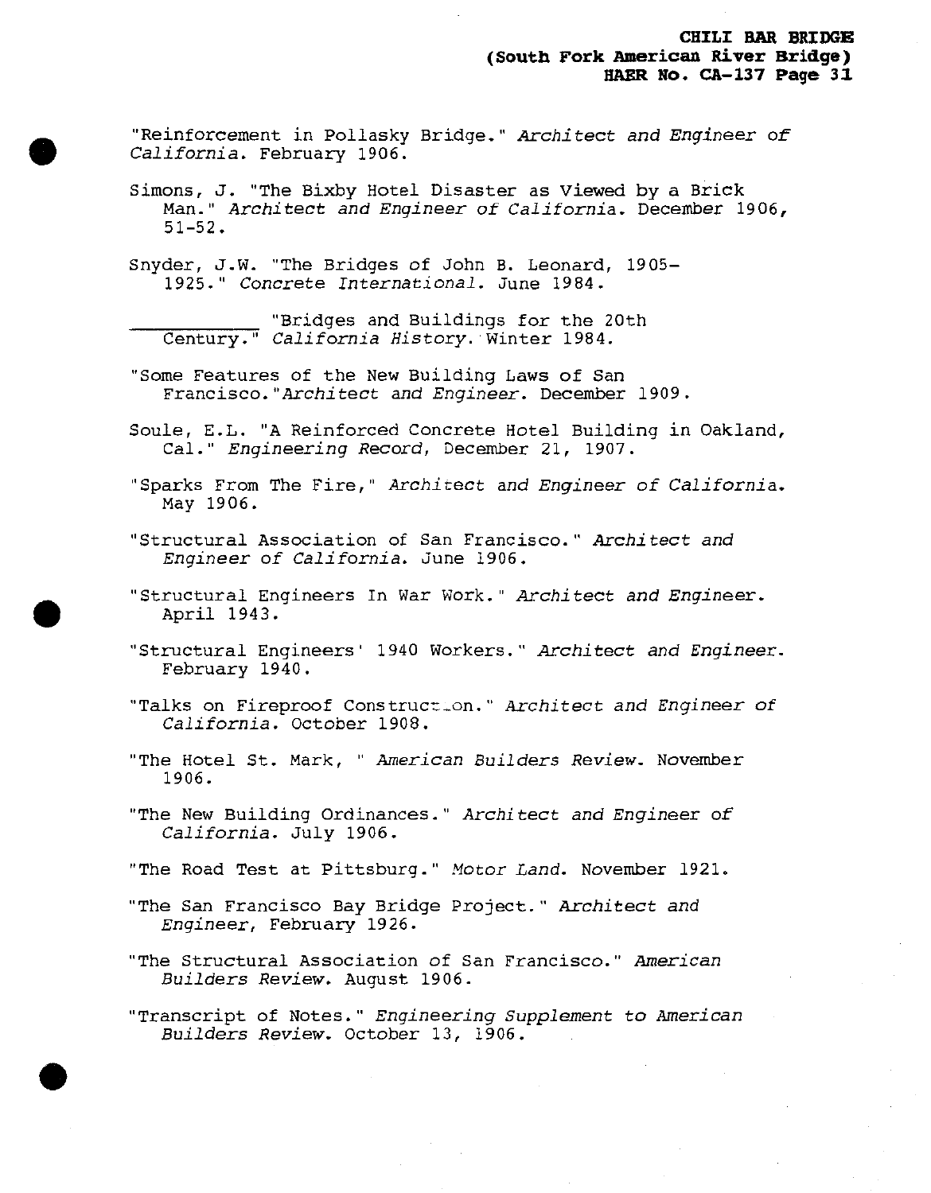"Reinforcement in Pollasky Bridge." *Architect and Engineer of California*. February 1906.

Simons, J. "The Bixby Hotel Disaster as Viewed by a Brick Man." *Architect and Engineer of California*. December 1906, 51-52.

Snyder, J.W. "The Bridges of John B. Leonard, 1905-1925." *Concrete International*. June 1984.

___________ "Bridges and Buildings for the 20th Century." *California History*. Winter 1984.

"Some Features of the New Building Laws of San Francisco."*Architect and Engineer*. December 1909.

Soule, E.L. "A Reinforced Concrete Hotel Building in Oakland, Cal." *Engineering Record*, December 21, 1907.

"Sparks From The Fire," *Architect and Engineer of California*. May 1906.

"Structural Association of San Francisco." *Architect and Engineer of California*. June 1906.

"Structural Engineers In War Work." *Architect and Engineer*. April 1943.

"Structural Engineers' 1940 Workers." *Architect and Engineer*. February 1940.

"Talks on Fireproof Construction." *Architect and Engineer of California*. October 1908.

"The Hotel St. Mark, " *American Builders Review*. November 1906.

"The New Building Ordinances." *Architect and Engineer of California*. July 1906.

"The Road Test at Pittsburg." *Motor Land*. November 1921.

"The San Francisco Bay Bridge Project." *Architect and Engineer*, February 1926.

"The Structural Association of San Francisco." *American Builders Review*. August 1906.

"Transcript of Notes." *Engineering Supplement to American Builders Review*. October 13, 1906.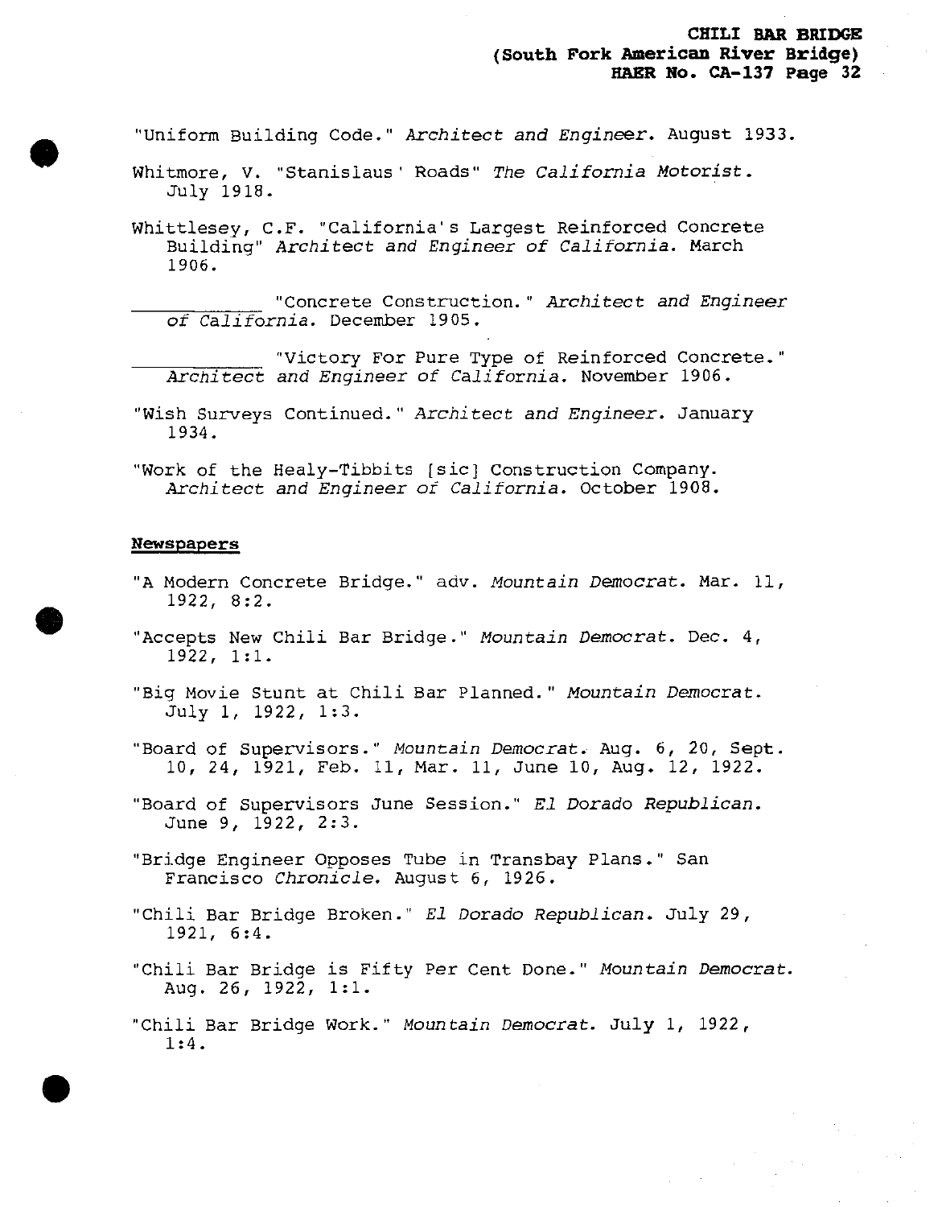"Uniform Building Code." *Architect and Engineer*. August 1933.

Whitmore, V. "Stanislaus' Roads" *The California Motorist*. July 1918.

Whittlesey, C.F. "California's Largest Reinforced Concrete Building" *Architect and Engineer of California*. March 1906.

\_\_\_\_\_\_\_\_\_\_\_ "Concrete Construction." *Architect and Engineer of California*. December 1905.

\_\_\_\_\_\_\_\_\_\_\_ "Victory For Pure Type of Reinforced Concrete." *Architect and Engineer of California*. November 1906.

"Wish Surveys Continued." *Architect and Engineer*. January 1934.

"Work of the Healy-Tibbits [sic] Construction Company. *Architect and Engineer of California*. October 1908.

**Newspapers**

"A Modern Concrete Bridge." adv. *Mountain Democrat*. Mar. 11, 1922, 8:2.

"Accepts New Chili Bar Bridge." *Mountain Democrat*. Dec. 4, 1922, 1:1.

"Big Movie Stunt at Chili Bar Planned." *Mountain Democrat*. July 1, 1922, 1:3.

"Board of Supervisors." *Mountain Democrat*. Aug. 6, 20, Sept. 10, 24, 1921, Feb. 11, Mar. 11, June 10, Aug. 12, 1922.

"Board of Supervisors June Session." *El Dorado Republican*. June 9, 1922, 2:3.

"Bridge Engineer Opposes Tube in Transbay Plans." San Francisco *Chronicle*. August 6, 1926.

"Chili Bar Bridge Broken." *El Dorado Republican*. July 29, 1921, 6:4.

"Chili Bar Bridge is Fifty Per Cent Done." *Mountain Democrat*. Aug. 26, 1922, 1:1.

"Chili Bar Bridge Work." *Mountain Democrat*. July 1, 1922, 1:4.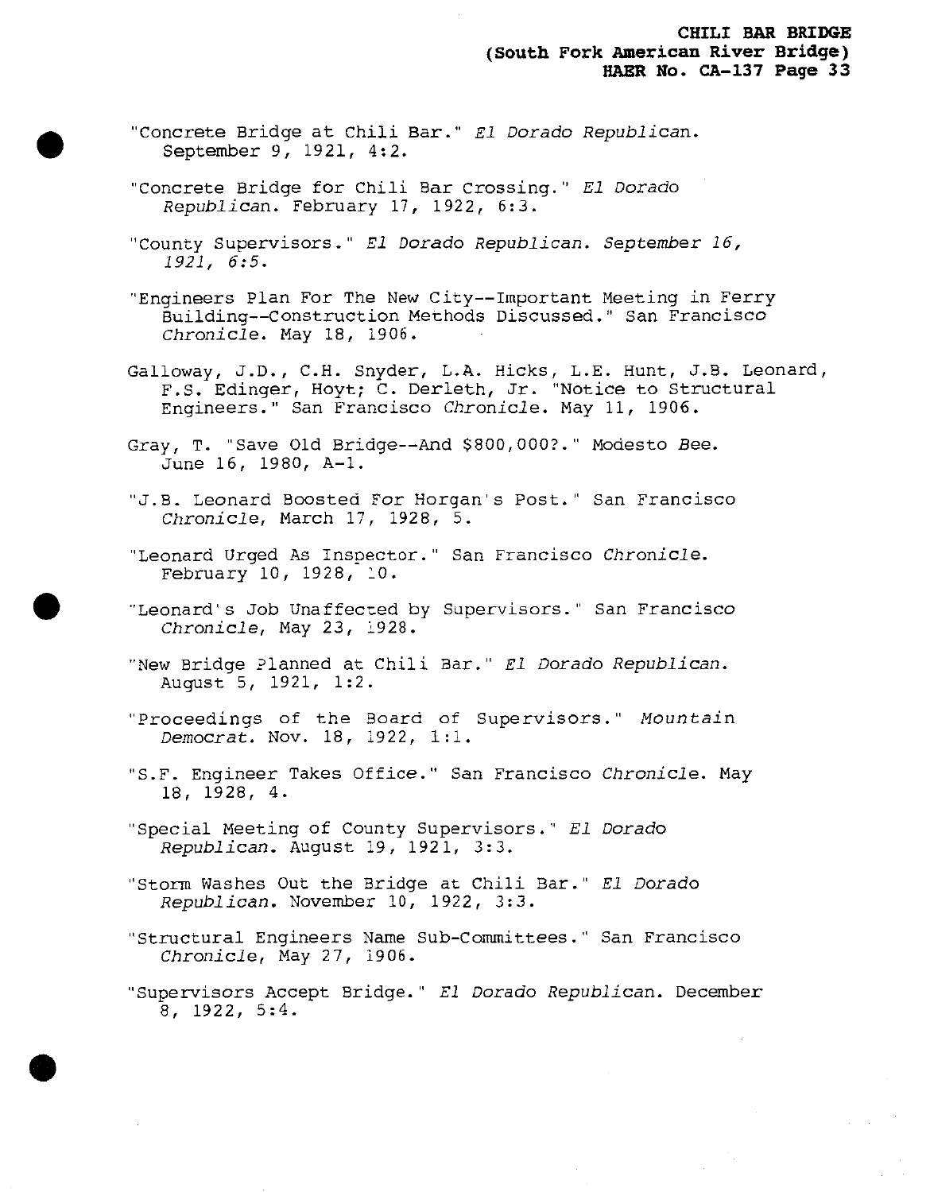"Concrete Bridge at Chili Bar." *El Dorado Republican*. September 9, 1921, 4:2.

"Concrete Bridge for Chili Bar Crossing." *El Dorado Republican*. February 17, 1922, 6:3.

"County Supervisors." *El Dorado Republican. September 16, 1921, 6:5.*

"Engineers Plan For The New City--Important Meeting in Ferry Building--Construction Methods Discussed." San Francisco *Chronicle*. May 18, 1906.

Galloway, J.D., C.H. Snyder, L.A. Hicks, L.E. Hunt, J.B. Leonard, F.S. Edinger, Hoyt; C. Derleth, Jr. "Notice to Structural Engineers." San Francisco *Chronicle*. May 11, 1906.

Gray, T. "Save Old Bridge--And $800,000?." Modesto *Bee*. June 16, 1980, A-1.

"J.B. Leonard Boosted For Horgan's Post." San Francisco *Chronicle*, March 17, 1928, 5.

"Leonard Urged As Inspector." San Francisco *Chronicle*. February 10, 1928, 10.

"Leonard's Job Unaffected by Supervisors." San Francisco *Chronicle*, May 23, 1928.

"New Bridge Planned at Chili Bar." *El Dorado Republican*. August 5, 1921, 1:2.

"Proceedings of the Board of Supervisors." *Mountain Democrat*. Nov. 18, 1922, 1:1.

"S.F. Engineer Takes Office." San Francisco *Chronicle*. May 18, 1928, 4.

"Special Meeting of County Supervisors." *El Dorado Republican*. August 19, 1921, 3:3.

"Storm Washes Out the Bridge at Chili Bar." *El Dorado Republican*. November 10, 1922, 3:3.

"Structural Engineers Name Sub-Committees." San Francisco *Chronicle*, May 27, 1906.

"Supervisors Accept Bridge." *El Dorado Republican*. December 8, 1922, 5:4.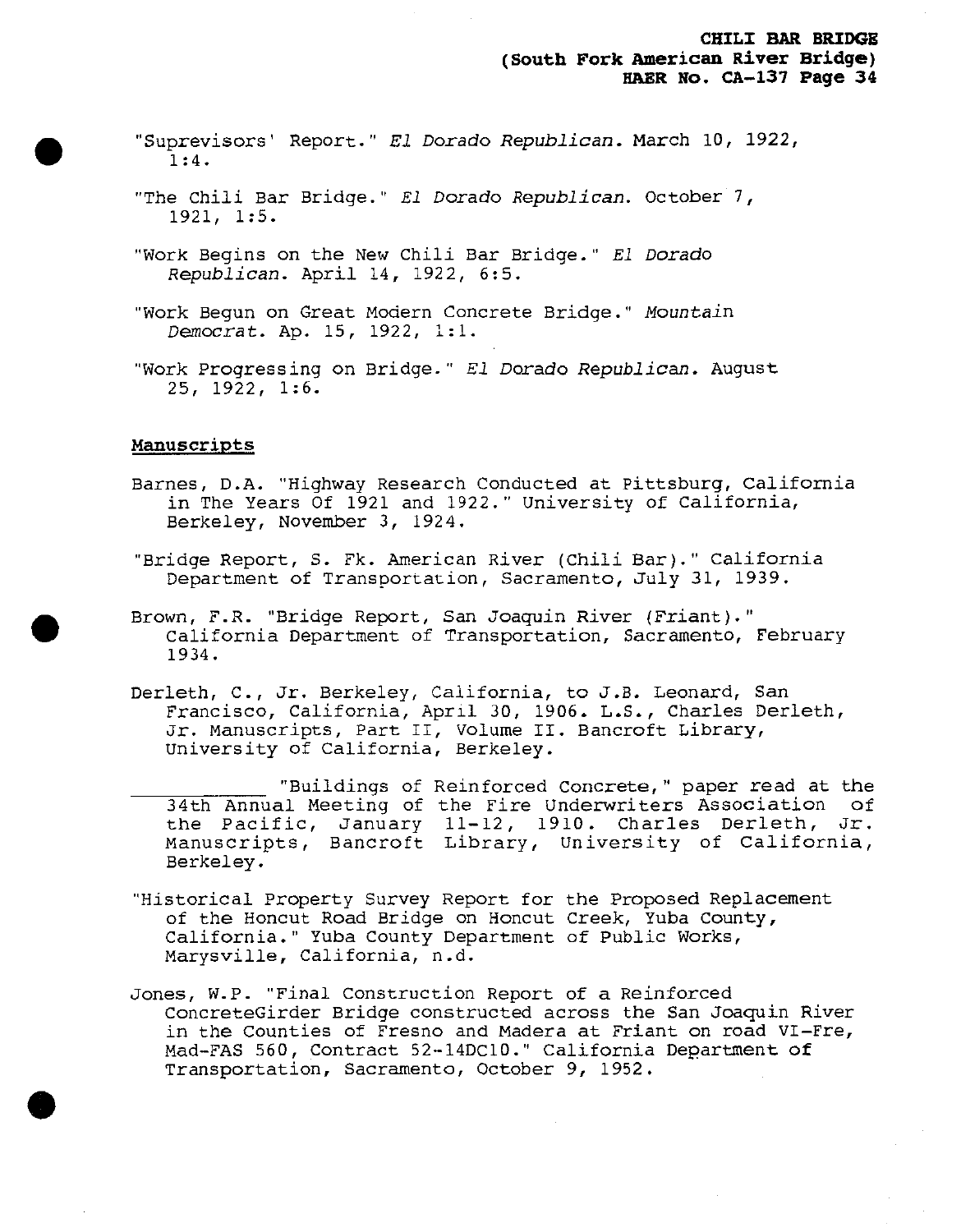"Suprevisors' Report." *El Dorado Republican*. March 10, 1922, 1:4.

"The Chili Bar Bridge." *El Dorado Republican*. October 7, 1921, 1:5.

"Work Begins on the New Chili Bar Bridge." *El Dorado Republican*. April 14, 1922, 6:5.

"Work Begun on Great Modern Concrete Bridge." *Mountain Democrat*. Ap. 15, 1922, 1:1.

"Work Progressing on Bridge." *El Dorado Republican*. August 25, 1922, 1:6.

## Manuscripts

Barnes, D.A. "Highway Research Conducted at Pittsburg, California in The Years Of 1921 and 1922." University of California, Berkeley, November 3, 1924.

"Bridge Report, S. Fk. American River (Chili Bar)." California Department of Transportation, Sacramento, July 31, 1939.

Brown, F.R. "Bridge Report, San Joaquin River (Friant)." California Department of Transportation, Sacramento, February 1934.

Derleth, C., Jr. Berkeley, California, to J.B. Leonard, San Francisco, California, April 30, 1906. L.S., Charles Derleth, Jr. Manuscripts, Part II, Volume II. Bancroft Library, University of California, Berkeley.

\_\_\_\_\_\_\_\_\_\_ "Buildings of Reinforced Concrete," paper read at the 34th Annual Meeting of the Fire Underwriters Association of the Pacific, January 11-12, 1910. Charles Derleth, Jr. Manuscripts, Bancroft Library, University of California, Berkeley.

"Historical Property Survey Report for the Proposed Replacement of the Honcut Road Bridge on Honcut Creek, Yuba County, California." Yuba County Department of Public Works, Marysville, California, n.d.

Jones, W.P. "Final Construction Report of a Reinforced ConcreteGirder Bridge constructed across the San Joaquin River in the Counties of Fresno and Madera at Friant on road VI-Fre, Mad-FAS 560, Contract 52-14DC10." California Department of Transportation, Sacramento, October 9, 1952.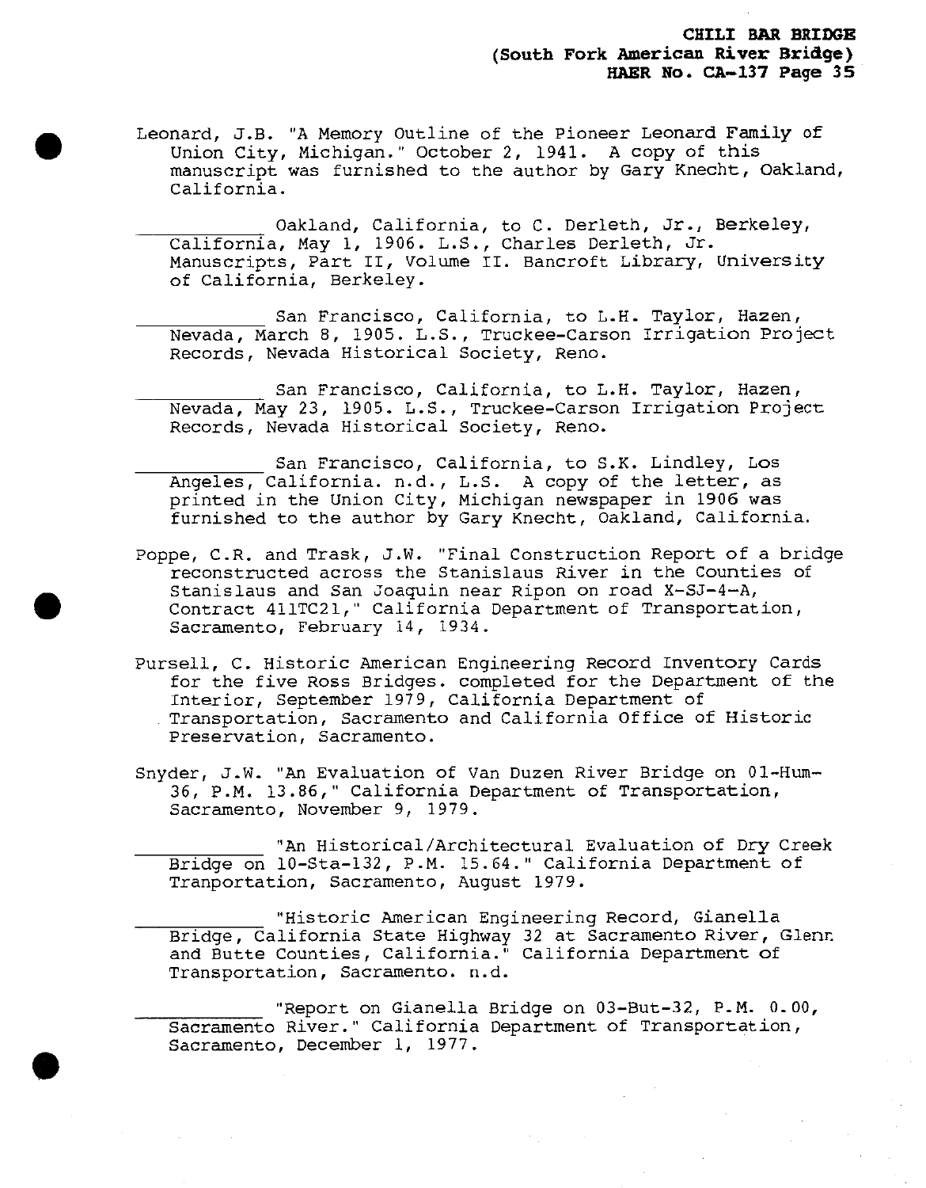Leonard, J.B. "A Memory Outline of the Pioneer Leonard Family of Union City, Michigan." October 2, 1941. A copy of this manuscript was furnished to the author by Gary Knecht, Oakland, California.

__________ Oakland, California, to C. Derleth, Jr., Berkeley, California, May 1, 1906. L.S., Charles Derleth, Jr. Manuscripts, Part II, Volume II. Bancroft Library, University of California, Berkeley.

__________ San Francisco, California, to L.H. Taylor, Hazen, Nevada, March 8, 1905. L.S., Truckee-Carson Irrigation Project Records, Nevada Historical Society, Reno.

__________ San Francisco, California, to L.H. Taylor, Hazen, Nevada, May 23, 1905. L.S., Truckee-Carson Irrigation Project Records, Nevada Historical Society, Reno.

__________ San Francisco, California, to S.K. Lindley, Los Angeles, California. n.d., L.S. A copy of the letter, as printed in the Union City, Michigan newspaper in 1906 was furnished to the author by Gary Knecht, Oakland, California.

Poppe, C.R. and Trask, J.W. "Final Construction Report of a bridge reconstructed across the Stanislaus River in the Counties of Stanislaus and San Joaquin near Ripon on road X-SJ-4-A, Contract 411TC21," California Department of Transportation, Sacramento, February 14, 1934.

Pursell, C. Historic American Engineering Record Inventory Cards for the five Ross Bridges. completed for the Department of the Interior, September 1979, California Department of Transportation, Sacramento and California Office of Historic Preservation, Sacramento.

Snyder, J.W. "An Evaluation of Van Duzen River Bridge on 01-Hum-36, P.M. 13.86," California Department of Transportation, Sacramento, November 9, 1979.

__________ "An Historical/Architectural Evaluation of Dry Creek Bridge on 10-Sta-132, P.M. 15.64." California Department of Tranportation, Sacramento, August 1979.

__________ "Historic American Engineering Record, Gianella Bridge, California State Highway 32 at Sacramento River, Glenn and Butte Counties, California." California Department of Transportation, Sacramento. n.d.

__________ "Report on Gianella Bridge on 03-But-32, P.M. 0.00, Sacramento River." California Department of Transportation, Sacramento, December 1, 1977.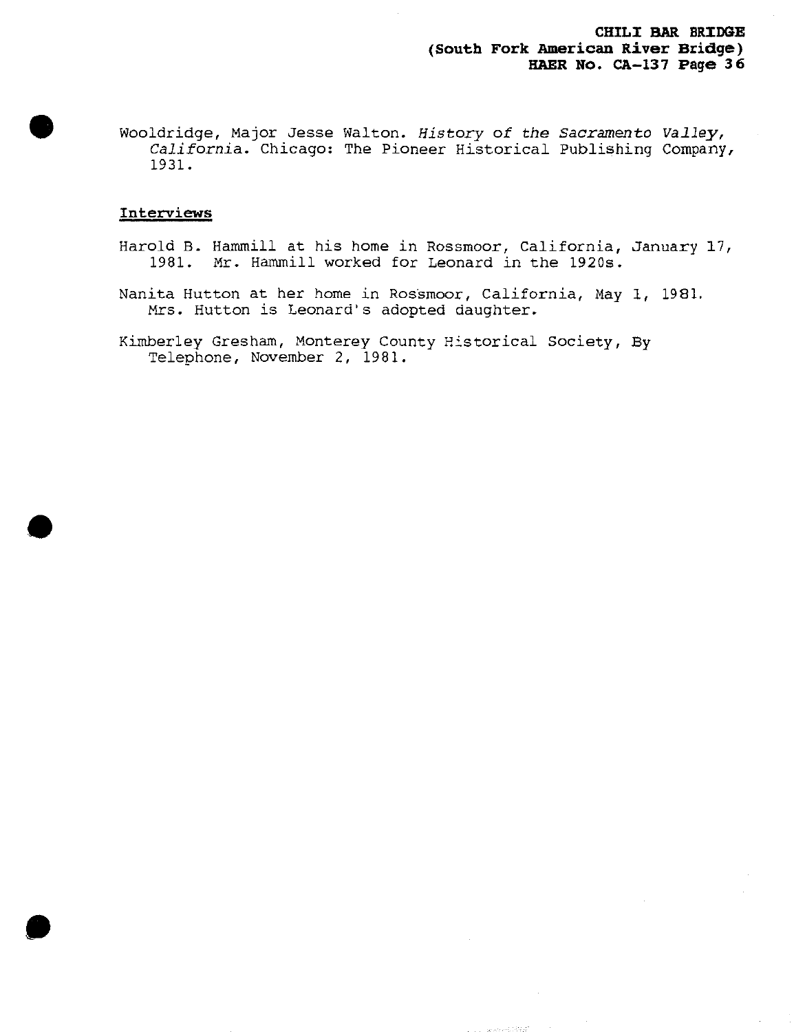Wooldridge, Major Jesse Walton. *History of the Sacramento Valley, California*. Chicago: The Pioneer Historical Publishing Company, 1931.

## Interviews

Harold B. Hammill at his home in Rossmoor, California, January 17, 1981. Mr. Hammill worked for Leonard in the 1920s.

Nanita Hutton at her home in Rossmoor, California, May 1, 1981. Mrs. Hutton is Leonard's adopted daughter.

Kimberley Gresham, Monterey County Historical Society, By Telephone, November 2, 1981.